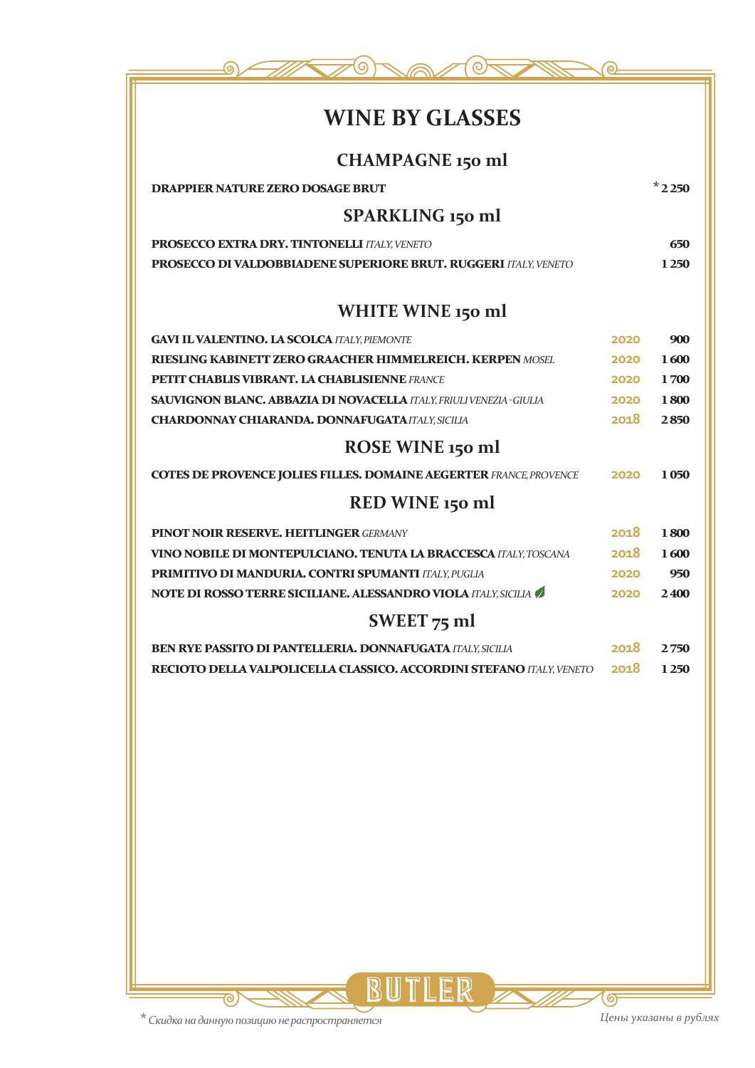# WINE BY GLASSES

## CHAMPAGNE 150 ml

| | | |
|---|---|---|
| **DRAPPIER NATURE ZERO DOSAGE BRUT** | | *2 250 |

## SPARKLING 150 ml

| | | |
|---|---|---|
| **PROSECCO EXTRA DRY. TINTONELLI** *ITALY, VENETO* | | 650 |
| **PROSECCO DI VALDOBBIADENE SUPERIORE BRUT. RUGGERI** *ITALY, VENETO* | | 1 250 |

## WHITE WINE 150 ml

| | | |
|---|---|---|
| **GAVI IL VALENTINO. LA SCOLCA** *ITALY, PIEMONTE* | 2020 | 900 |
| **RIESLING KABINETT ZERO GRAACHER HIMMELREICH. KERPEN** *MOSEL* | 2020 | 1 600 |
| **PETIT CHABLIS VIBRANT. LA CHABLISIENNE** *FRANCE* | 2020 | 1 700 |
| **SAUVIGNON BLANC. ABBAZIA DI NOVACELLA** *ITALY, FRIULI VENEZIA-GIULIA* | 2020 | 1 800 |
| **CHARDONNAY CHIARANDA. DONNAFUGATA** *ITALY, SICILIA* | 2018 | 2 850 |

## ROSE WINE 150 ml

| | | |
|---|---|---|
| **COTES DE PROVENCE JOLIES FILLES. DOMAINE AEGERTER** *FRANCE, PROVENCE* | 2020 | 1 050 |

## RED WINE 150 ml

| | | |
|---|---|---|
| **PINOT NOIR RESERVE. HEITLINGER** *GERMANY* | 2018 | 1 800 |
| **VINO NOBILE DI MONTEPULCIANO. TENUTA LA BRACCESCA** *ITALY, TOSCANA* | 2018 | 1 600 |
| **PRIMITIVO DI MANDURIA. CONTRI SPUMANTI** *ITALY, PUGLIA* | 2020 | 950 |
| **NOTE DI ROSSO TERRE SICILIANE. ALESSANDRO VIOLA** *ITALY, SICILIA* | 2020 | 2 400 |

## SWEET 75 ml

| | | |
|---|---|---|
| **BEN RYE PASSITO DI PANTELLERIA. DONNAFUGATA** *ITALY, SICILIA* | 2018 | 2 750 |
| **RECIOTO DELLA VALPOLICELLA CLASSICO. ACCORDINI STEFANO** *ITALY, VENETO* | 2018 | 1 250 |

BUTLER

*\* Скидка на данную позицию не распространяется*

*Цены указаны в рублях*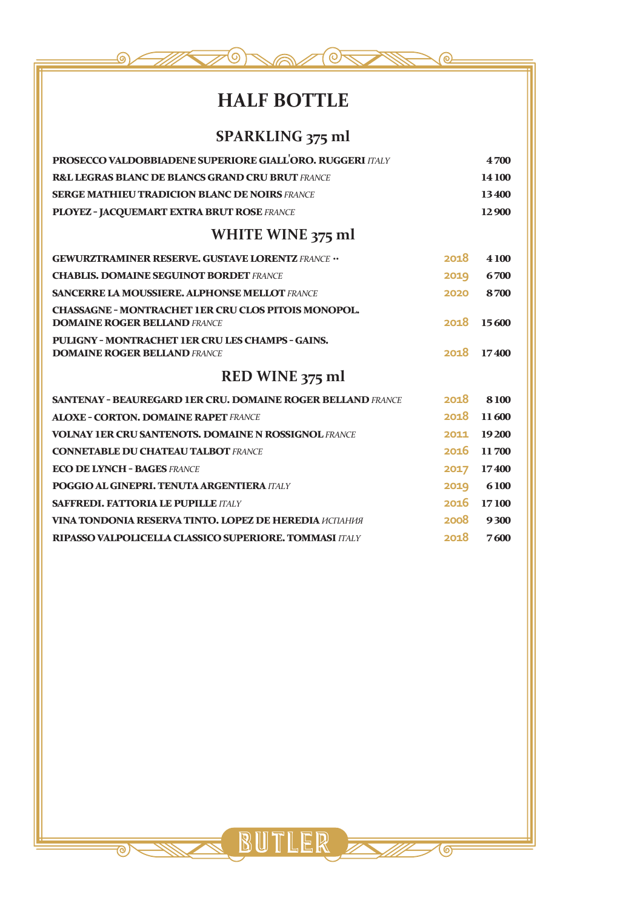# HALF BOTTLE

## SPARKLING 375 ml

| | |
|---|---|
| **PROSECCO VALDOBBIADENE SUPERIORE GIALL'ORO. RUGGERI** *ITALY* | 4 700 |
| **R&L LEGRAS BLANC DE BLANCS GRAND CRU BRUT** *FRANCE* | 14 100 |
| **SERGE MATHIEU TRADICION BLANC DE NOIRS** *FRANCE* | 13 400 |
| **PLOYEZ - JACQUEMART EXTRA BRUT ROSE** *FRANCE* | 12 900 |

## WHITE WINE 375 ml

| | | |
|---|---|---|
| **GEWURZTRAMINER RESERVE. GUSTAVE LORENTZ** *FRANCE* ·· | 2018 | 4 100 |
| **CHABLIS. DOMAINE SEGUINOT BORDET** *FRANCE* | 2019 | 6 700 |
| **SANCERRE LA MOUSSIERE. ALPHONSE MELLOT** *FRANCE* | 2020 | 8 700 |
| **CHASSAGNE - MONTRACHET 1ER CRU CLOS PITOIS MONOPOL. DOMAINE ROGER BELLAND** *FRANCE* | 2018 | 15 600 |
| **PULIGNY - MONTRACHET 1ER CRU LES CHAMPS - GAINS. DOMAINE ROGER BELLAND** *FRANCE* | 2018 | 17 400 |

## RED WINE 375 ml

| | | |
|---|---|---|
| **SANTENAY - BEAUREGARD 1ER CRU. DOMAINE ROGER BELLAND** *FRANCE* | 2018 | 8 100 |
| **ALOXE - CORTON. DOMAINE RAPET** *FRANCE* | 2018 | 11 600 |
| **VOLNAY 1ER CRU SANTENOTS. DOMAINE N ROSSIGNOL** *FRANCE* | 2011 | 19 200 |
| **CONNETABLE DU CHATEAU TALBOT** *FRANCE* | 2016 | 11 700 |
| **ECO DE LYNCH - BAGES** *FRANCE* | 2017 | 17 400 |
| **POGGIO AL GINEPRI. TENUTA ARGENTIERA** *ITALY* | 2019 | 6 100 |
| **SAFFREDI. FATTORIA LE PUPILLE** *ITALY* | 2016 | 17 100 |
| **VINA TONDONIA RESERVA TINTO. LOPEZ DE HEREDIA** *ИСПАНИЯ* | 2008 | 9 300 |
| **RIPASSO VALPOLICELLA CLASSICO SUPERIORE. TOMMASI** *ITALY* | 2018 | 7 600 |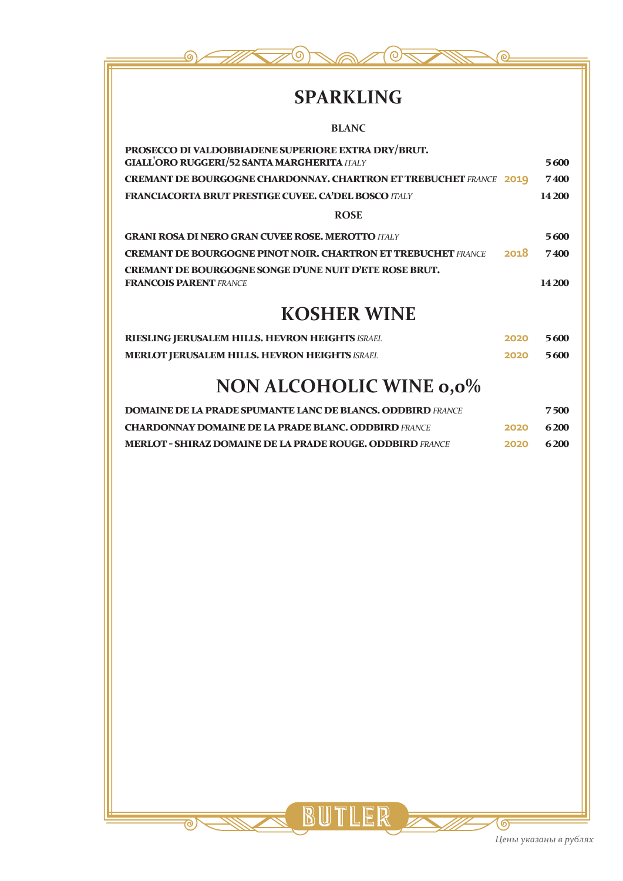# SPARKLING

### BLANC

| | | |
|---|---|---|
| **PROSECCO DI VALDOBBIADENE SUPERIORE EXTRA DRY/BRUT. GIALL'ORO RUGGERI/52 SANTA MARGHERITA** *ITALY* | | 5 600 |
| **CREMANT DE BOURGOGNE CHARDONNAY. CHARTRON ET TREBUCHET** *FRANCE* | 2019 | 7 400 |
| **FRANCIACORTA BRUT PRESTIGE CUVEE. CA'DEL BOSCO** *ITALY* | | 14 200 |

### ROSE

| | | |
|---|---|---|
| **GRANI ROSA DI NERO GRAN CUVEE ROSE. MEROTTO** *ITALY* | | 5 600 |
| **CREMANT DE BOURGOGNE PINOT NOIR. CHARTRON ET TREBUCHET** *FRANCE* | 2018 | 7 400 |
| **CREMANT DE BOURGOGNE SONGE D'UNE NUIT D'ETE ROSE BRUT. FRANCOIS PARENT** *FRANCE* | | 14 200 |

# KOSHER WINE

| | | |
|---|---|---|
| **RIESLING JERUSALEM HILLS. HEVRON HEIGHTS** *ISRAEL* | 2020 | 5 600 |
| **MERLOT JERUSALEM HILLS. HEVRON HEIGHTS** *ISRAEL* | 2020 | 5 600 |

# NON ALCOHOLIC WINE 0,0%

| | | |
|---|---|---|
| **DOMAINE DE LA PRADE SPUMANTE LANC DE BLANCS. ODDBIRD** *FRANCE* | | 7 500 |
| **CHARDONNAY DOMAINE DE LA PRADE BLANC. ODDBIRD** *FRANCE* | 2020 | 6 200 |
| **MERLOT - SHIRAZ DOMAINE DE LA PRADE ROUGE. ODDBIRD** *FRANCE* | 2020 | 6 200 |

BUTLER

*Цены указаны в рублях*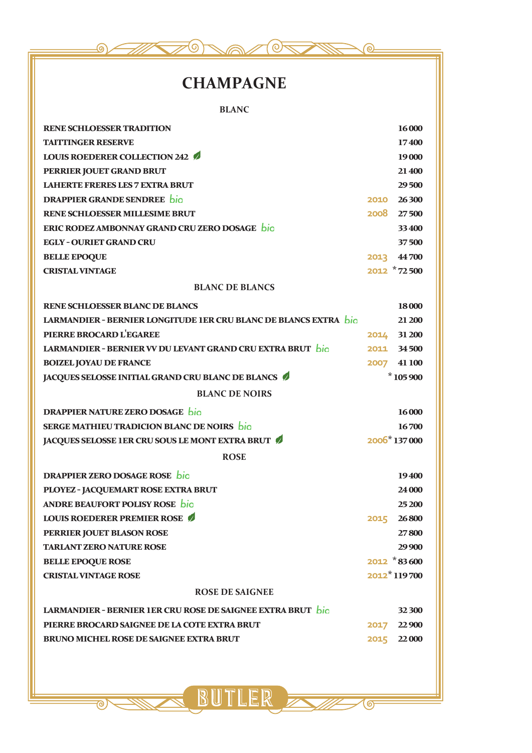# CHAMPAGNE

## BLANC

| | | |
|---|---|---|
| RENE SCHLOESSER TRADITION | | 16 000 |
| TAITTINGER RESERVE | | 17 400 |
| LOUIS ROEDERER COLLECTION 242 | | 19 000 |
| PERRIER JOUET GRAND BRUT | | 21 400 |
| LAHERTE FRERES LES 7 EXTRA BRUT | | 29 500 |
| DRAPPIER GRANDE SENDREE bio | 2010 | 26 300 |
| RENE SCHLOESSER MILLESIME BRUT | 2008 | 27 500 |
| ERIC RODEZ AMBONNAY GRAND CRU ZERO DOSAGE bio | | 33 400 |
| EGLY - OURIET GRAND CRU | | 37 500 |
| BELLE EPOQUE | 2013 | 44 700 |
| CRISTAL VINTAGE | 2012 | * 72 500 |

## BLANC DE BLANCS

| | | |
|---|---|---|
| RENE SCHLOESSER BLANC DE BLANCS | | 18 000 |
| LARMANDIER - BERNIER LONGITUDE 1ER CRU BLANC DE BLANCS EXTRA bio | | 21 200 |
| PIERRE BROCARD L'EGAREE | 2014 | 31 200 |
| LARMANDIER - BERNIER VV DU LEVANT GRAND CRU EXTRA BRUT bio | 2011 | 34 500 |
| BOIZEL JOYAU DE FRANCE | 2007 | 41 100 |
| JACQUES SELOSSE INITIAL GRAND CRU BLANC DE BLANCS | | * 105 900 |

## BLANC DE NOIRS

| | | |
|---|---|---|
| DRAPPIER NATURE ZERO DOSAGE bio | | 16 000 |
| SERGE MATHIEU TRADICION BLANC DE NOIRS bio | | 16 700 |
| JACQUES SELOSSE 1ER CRU SOUS LE MONT EXTRA BRUT | 2006 | * 137 000 |

## ROSE

| | | |
|---|---|---|
| DRAPPIER ZERO DOSAGE ROSE bio | | 19 400 |
| PLOYEZ - JACQUEMART ROSE EXTRA BRUT | | 24 000 |
| ANDRE BEAUFORT POLISY ROSE bio | | 25 200 |
| LOUIS ROEDERER PREMIER ROSE | 2015 | 26 800 |
| PERRIER JOUET BLASON ROSE | | 27 800 |
| TARLANT ZERO NATURE ROSE | | 29 900 |
| BELLE EPOQUE ROSE | 2012 | * 83 600 |
| CRISTAL VINTAGE ROSE | 2012 | * 119 700 |

## ROSE DE SAIGNEE

| | | |
|---|---|---|
| LARMANDIER - BERNIER 1ER CRU ROSE DE SAIGNEE EXTRA BRUT bio | | 32 300 |
| PIERRE BROCARD SAIGNEE DE LA COTE EXTRA BRUT | 2017 | 22 900 |
| BRUNO MICHEL ROSE DE SAIGNEE EXTRA BRUT | 2015 | 22 000 |

BUTLER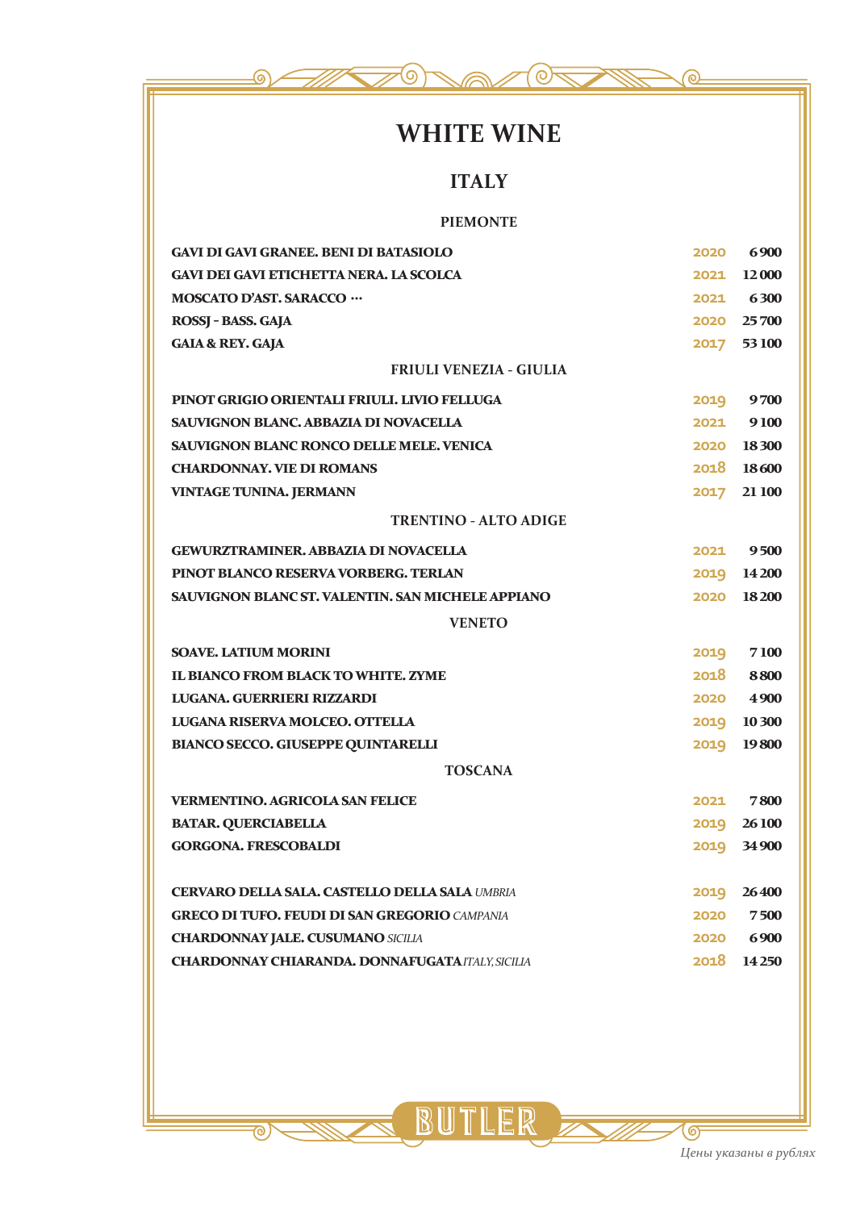# WHITE WINE

## ITALY

### PIEMONTE

| | | |
|---|---|---|
| **GAVI DI GAVI GRANEE. BENI DI BATASIOLO** | 2020 | **6 900** |
| **GAVI DEI GAVI ETICHETTA NERA. LA SCOLCA** | 2021 | **12 000** |
| **MOSCATO D'AST. SARACCO ···** | 2021 | **6 300** |
| **ROSSJ - BASS. GAJA** | 2020 | **25 700** |
| **GAIA & REY. GAJA** | 2017 | **53 100** |

### FRIULI VENEZIA - GIULIA

| | | |
|---|---|---|
| **PINOT GRIGIO ORIENTALI FRIULI. LIVIO FELLUGA** | 2019 | **9 700** |
| **SAUVIGNON BLANC. ABBAZIA DI NOVACELLA** | 2021 | **9 100** |
| **SAUVIGNON BLANC RONCO DELLE MELE. VENICA** | 2020 | **18 300** |
| **CHARDONNAY. VIE DI ROMANS** | 2018 | **18 600** |
| **VINTAGE TUNINA. JERMANN** | 2017 | **21 100** |

### TRENTINO - ALTO ADIGE

| | | |
|---|---|---|
| **GEWURZTRAMINER. ABBAZIA DI NOVACELLA** | 2021 | **9 500** |
| **PINOT BLANCO RESERVA VORBERG. TERLAN** | 2019 | **14 200** |
| **SAUVIGNON BLANC ST. VALENTIN. SAN MICHELE APPIANO** | 2020 | **18 200** |

### VENETO

| | | |
|---|---|---|
| **SOAVE. LATIUM MORINI** | 2019 | **7 100** |
| **IL BIANCO FROM BLACK TO WHITE. ZYME** | 2018 | **8 800** |
| **LUGANA. GUERRIERI RIZZARDI** | 2020 | **4 900** |
| **LUGANA RISERVA MOLCEO. OTTELLA** | 2019 | **10 300** |
| **BIANCO SECCO. GIUSEPPE QUINTARELLI** | 2019 | **19 800** |

### TOSCANA

| | | |
|---|---|---|
| **VERMENTINO. AGRICOLA SAN FELICE** | 2021 | **7 800** |
| **BATAR. QUERCIABELLA** | 2019 | **26 100** |
| **GORGONA. FRESCOBALDI** | 2019 | **34 900** |

| | | |
|---|---|---|
| **CERVARO DELLA SALA. CASTELLO DELLA SALA** *UMBRIA* | 2019 | **26 400** |
| **GRECO DI TUFO. FEUDI DI SAN GREGORIO** *CAMPANIA* | 2020 | **7 500** |
| **CHARDONNAY JALE. CUSUMANO** *SICILIA* | 2020 | **6 900** |
| **CHARDONNAY CHIARANDA. DONNAFUGATA** *ITALY, SICILIA* | 2018 | **14 250** |

BUTLER

*Цены указаны в рублях*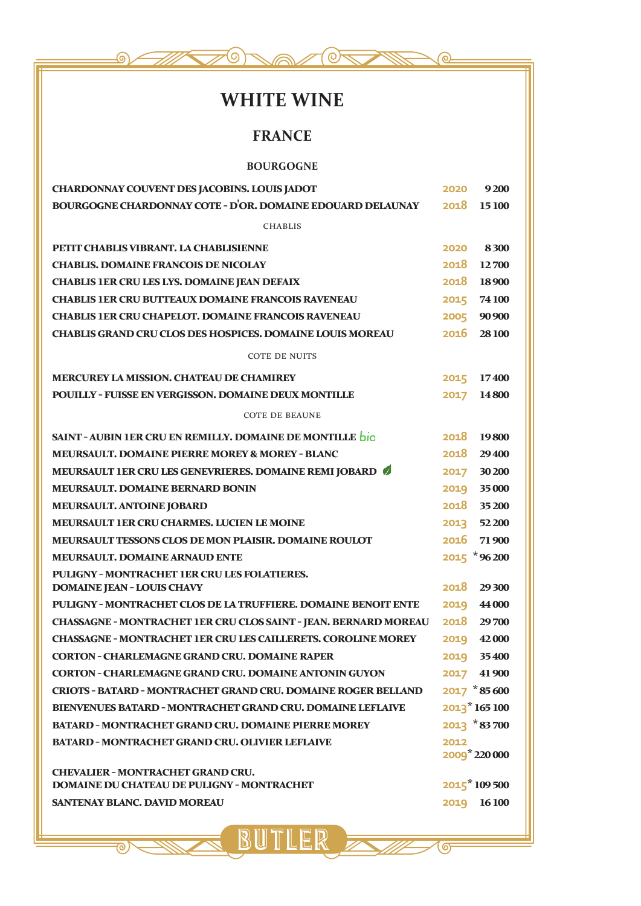# WHITE WINE

## FRANCE

### BOURGOGNE

| | | |
|---|---|---|
| CHARDONNAY COUVENT DES JACOBINS. LOUIS JADOT | 2020 | 9 200 |
| BOURGOGNE CHARDONNAY COTE - D'OR. DOMAINE EDOUARD DELAUNAY | 2018 | 15 100 |
| **CHABLIS** | | |
| PETIT CHABLIS VIBRANT. LA CHABLISIENNE | 2020 | 8 300 |
| CHABLIS. DOMAINE FRANCOIS DE NICOLAY | 2018 | 12 700 |
| CHABLIS 1ER CRU LES LYS. DOMAINE JEAN DEFAIX | 2018 | 18 900 |
| CHABLIS 1ER CRU BUTTEAUX DOMAINE FRANCOIS RAVENEAU | 2015 | 74 100 |
| CHABLIS 1ER CRU CHAPELOT. DOMAINE FRANCOIS RAVENEAU | 2005 | 90 900 |
| CHABLIS GRAND CRU CLOS DES HOSPICES. DOMAINE LOUIS MOREAU | 2016 | 28 100 |
| **COTE DE NUITS** | | |
| MERCUREY LA MISSION. CHATEAU DE CHAMIREY | 2015 | 17 400 |
| POUILLY - FUISSE EN VERGISSON. DOMAINE DEUX MONTILLE | 2017 | 14 800 |
| **COTE DE BEAUNE** | | |
| SAINT - AUBIN 1ER CRU EN REMILLY. DOMAINE DE MONTILLE bio | 2018 | 19 800 |
| MEURSAULT. DOMAINE PIERRE MOREY & MOREY - BLANC | 2018 | 29 400 |
| MEURSAULT 1ER CRU LES GENEVRIERES. DOMAINE REMI JOBARD | 2017 | 30 200 |
| MEURSAULT. DOMAINE BERNARD BONIN | 2019 | 35 000 |
| MEURSAULT. ANTOINE JOBARD | 2018 | 35 200 |
| MEURSAULT 1ER CRU CHARMES. LUCIEN LE MOINE | 2013 | 52 200 |
| MEURSAULT TESSONS CLOS DE MON PLAISIR. DOMAINE ROULOT | 2016 | 71 900 |
| MEURSAULT. DOMAINE ARNAUD ENTE | 2015 | *96 200 |
| PULIGNY - MONTRACHET 1ER CRU LES FOLATIERES. DOMAINE JEAN - LOUIS CHAVY | 2018 | 29 300 |
| PULIGNY - MONTRACHET CLOS DE LA TRUFFIERE. DOMAINE BENOIT ENTE | 2019 | 44 000 |
| CHASSAGNE - MONTRACHET 1ER CRU CLOS SAINT - JEAN. BERNARD MOREAU | 2018 | 29 700 |
| CHASSAGNE - MONTRACHET 1ER CRU LES CAILLERETS. COROLINE MOREY | 2019 | 42 000 |
| CORTON - CHARLEMAGNE GRAND CRU. DOMAINE RAPER | 2019 | 35 400 |
| CORTON - CHARLEMAGNE GRAND CRU. DOMAINE ANTONIN GUYON | 2017 | 41 900 |
| CRIOTS - BATARD - MONTRACHET GRAND CRU. DOMAINE ROGER BELLAND | 2017 | *85 600 |
| BIENVENUES BATARD - MONTRACHET GRAND CRU. DOMAINE LEFLAIVE | 2013 | *165 100 |
| BATARD - MONTRACHET GRAND CRU. DOMAINE PIERRE MOREY | 2013 | *83 700 |
| BATARD - MONTRACHET GRAND CRU. OLIVIER LEFLAIVE | 2012 2009 | *220 000 |
| CHEVALIER - MONTRACHET GRAND CRU. DOMAINE DU CHATEAU DE PULIGNY - MONTRACHET | 2015 | *109 500 |
| SANTENAY BLANC. DAVID MOREAU | 2019 | 16 100 |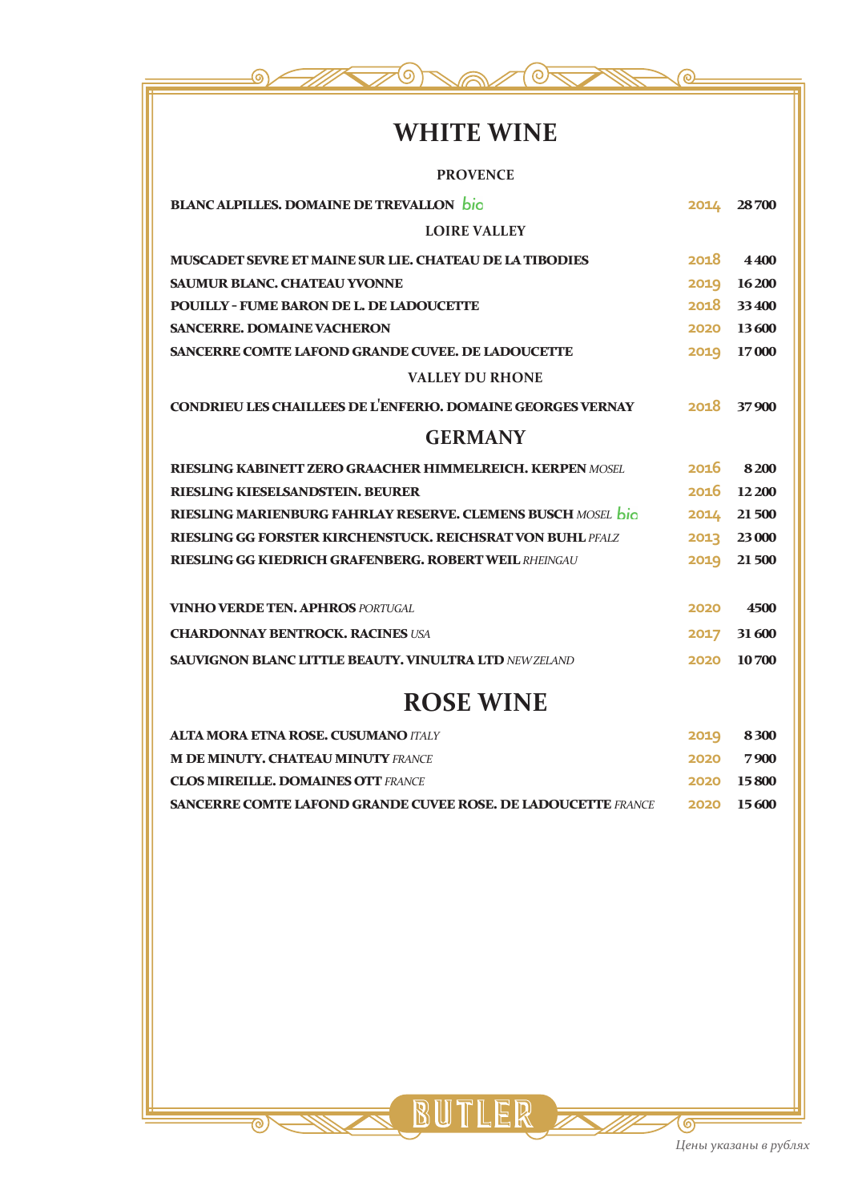# WHITE WINE

### PROVENCE

| | | |
|---|---|---|
| **BLANC ALPILLES. DOMAINE DE TREVALLON** bio | 2014 | **28 700** |

### LOIRE VALLEY

| | | |
|---|---|---|
| **MUSCADET SEVRE ET MAINE SUR LIE. CHATEAU DE LA TIBODIES** | 2018 | **4 400** |
| **SAUMUR BLANC. CHATEAU YVONNE** | 2019 | **16 200** |
| **POUILLY - FUME BARON DE L. DE LADOUCETTE** | 2018 | **33 400** |
| **SANCERRE. DOMAINE VACHERON** | 2020 | **13 600** |
| **SANCERRE COMTE LAFOND GRANDE CUVEE. DE LADOUCETTE** | 2019 | **17 000** |

### VALLEY DU RHONE

| | | |
|---|---|---|
| **CONDRIEU LES CHAILLEES DE L'ENFERIO. DOMAINE GEORGES VERNAY** | 2018 | **37 900** |

## GERMANY

| | | |
|---|---|---|
| **RIESLING KABINETT ZERO GRAACHER HIMMELREICH. KERPEN** *MOSEL* | 2016 | **8 200** |
| **RIESLING KIESELSANDSTEIN. BEURER** | 2016 | **12 200** |
| **RIESLING MARIENBURG FAHRLAY RESERVE. CLEMENS BUSCH** *MOSEL* bio | 2014 | **21 500** |
| **RIESLING GG FORSTER KIRCHENSTUCK. REICHSRAT VON BUHL** *PFALZ* | 2013 | **23 000** |
| **RIESLING GG KIEDRICH GRAFENBERG. ROBERT WEIL** *RHEINGAU* | 2019 | **21 500** |

| | | |
|---|---|---|
| **VINHO VERDE TEN. APHROS** *PORTUGAL* | 2020 | **4500** |
| **CHARDONNAY BENTROCK. RACINES** *USA* | 2017 | **31 600** |
| **SAUVIGNON BLANC LITTLE BEAUTY. VINULTRA LTD** *NEW ZELAND* | 2020 | **10 700** |

# ROSE WINE

| | | |
|---|---|---|
| **ALTA MORA ETNA ROSE. CUSUMANO** *ITALY* | 2019 | **8 300** |
| **M DE MINUTY. CHATEAU MINUTY** *FRANCE* | 2020 | **7 900** |
| **CLOS MIREILLE. DOMAINES OTT** *FRANCE* | 2020 | **15 800** |
| **SANCERRE COMTE LAFOND GRANDE CUVEE ROSE. DE LADOUCETTE** *FRANCE* | 2020 | **15 600** |

BUTLER

*Цены указаны в рублях*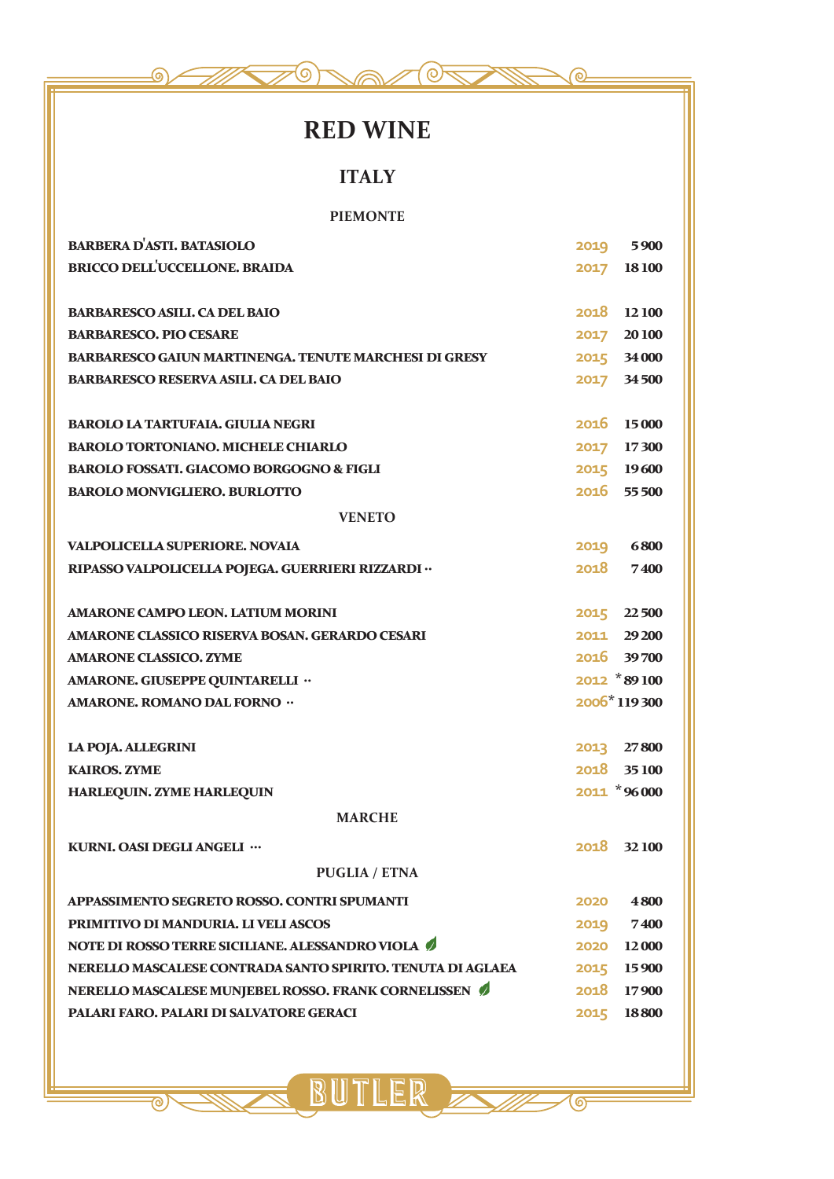# RED WINE

## ITALY

### PIEMONTE

| | | |
|---|---|---|
| BARBERA D'ASTI. BATASIOLO | 2019 | 5 900 |
| BRICCO DELL'UCCELLONE. BRAIDA | 2017 | 18 100 |
| | | |
| BARBARESCO ASILI. CA DEL BAIO | 2018 | 12 100 |
| BARBARESCO. PIO CESARE | 2017 | 20 100 |
| BARBARESCO GAIUN MARTINENGA. TENUTE MARCHESI DI GRESY | 2015 | 34 000 |
| BARBARESCO RESERVA ASILI. CA DEL BAIO | 2017 | 34 500 |
| | | |
| BAROLO LA TARTUFAIA. GIULIA NEGRI | 2016 | 15 000 |
| BAROLO TORTONIANO. MICHELE CHIARLO | 2017 | 17 300 |
| BAROLO FOSSATI. GIACOMO BORGOGNO & FIGLI | 2015 | 19 600 |
| BAROLO MONVIGLIERO. BURLOTTO | 2016 | 55 500 |

### VENETO

| | | |
|---|---|---|
| VALPOLICELLA SUPERIORE. NOVAIA | 2019 | 6 800 |
| RIPASSO VALPOLICELLA POJEGA. GUERRIERI RIZZARDI ·· | 2018 | 7 400 |
| | | |
| AMARONE CAMPO LEON. LATIUM MORINI | 2015 | 22 500 |
| AMARONE CLASSICO RISERVA BOSAN. GERARDO CESARI | 2011 | 29 200 |
| AMARONE CLASSICO. ZYME | 2016 | 39 700 |
| AMARONE. GIUSEPPE QUINTARELLI ·· | 2012 * | 89 100 |
| AMARONE. ROMANO DAL FORNO ·· | 2006 * | 119 300 |
| | | |
| LA POJA. ALLEGRINI | 2013 | 27 800 |
| KAIROS. ZYME | 2018 | 35 100 |
| HARLEQUIN. ZYME HARLEQUIN | 2011 * | 96 000 |

### MARCHE

| | | |
|---|---|---|
| KURNI. OASI DEGLI ANGELI ··· | 2018 | 32 100 |

### PUGLIA / ETNA

| | | |
|---|---|---|
| APPASSIMENTO SEGRETO ROSSO. CONTRI SPUMANTI | 2020 | 4 800 |
| PRIMITIVO DI MANDURIA. LI VELI ASCOS | 2019 | 7 400 |
| NOTE DI ROSSO TERRE SICILIANE. ALESSANDRO VIOLA | 2020 | 12 000 |
| NERELLO MASCALESE CONTRADA SANTO SPIRITO. TENUTA DI AGLAEA | 2015 | 15 900 |
| NERELLO MASCALESE MUNJEBEL ROSSO. FRANK CORNELISSEN | 2018 | 17 900 |
| PALARI FARO. PALARI DI SALVATORE GERACI | 2015 | 18 800 |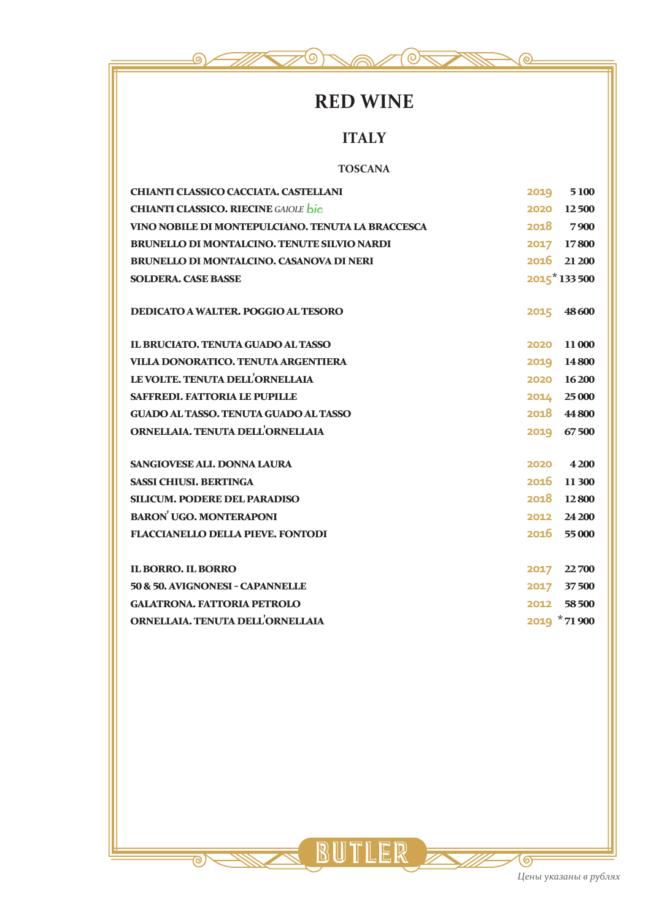# RED WINE

## ITALY

### TOSCANA

| | | |
|---|---|---|
| **CHIANTI CLASSICO CACCIATA. CASTELLANI** | 2019 | **5 100** |
| **CHIANTI CLASSICO. RIECINE** *GAIOLE* bio | 2020 | **12 500** |
| **VINO NOBILE DI MONTEPULCIANO. TENUTA LA BRACCESCA** | 2018 | **7 900** |
| **BRUNELLO DI MONTALCINO. TENUTE SILVIO NARDI** | 2017 | **17 800** |
| **BRUNELLO DI MONTALCINO. CASANOVA DI NERI** | 2016 | **21 200** |
| **SOLDERA. CASE BASSE** | 2015* | **133 500** |
| | | |
| **DEDICATO A WALTER. POGGIO AL TESORO** | 2015 | **48 600** |
| | | |
| **IL BRUCIATO. TENUTA GUADO AL TASSO** | 2020 | **11 000** |
| **VILLA DONORATICO. TENUTA ARGENTIERA** | 2019 | **14 800** |
| **LE VOLTE. TENUTA DELL'ORNELLAIA** | 2020 | **16 200** |
| **SAFFREDI. FATTORIA LE PUPILLE** | 2014 | **25 000** |
| **GUADO AL TASSO. TENUTA GUADO AL TASSO** | 2018 | **44 800** |
| **ORNELLAIA. TENUTA DELL'ORNELLAIA** | 2019 | **67 500** |
| | | |
| **SANGIOVESE ALI. DONNA LAURA** | 2020 | **4 200** |
| **SASSI CHIUSI. BERTINGA** | 2016 | **11 300** |
| **SILICUM. PODERE DEL PARADISO** | 2018 | **12 800** |
| **BARON' UGO. MONTERAPONI** | 2012 | **24 200** |
| **FLACCIANELLO DELLA PIEVE. FONTODI** | 2016 | **55 000** |
| | | |
| **IL BORRO. IL BORRO** | 2017 | **22 700** |
| **50 & 50. AVIGNONESI - CAPANNELLE** | 2017 | **37 500** |
| **GALATRONA. FATTORIA PETROLO** | 2012 | **58 500** |
| **ORNELLAIA. TENUTA DELL'ORNELLAIA** | 2019 | ***71 900** |

BUTLER

*Цены указаны в рублях*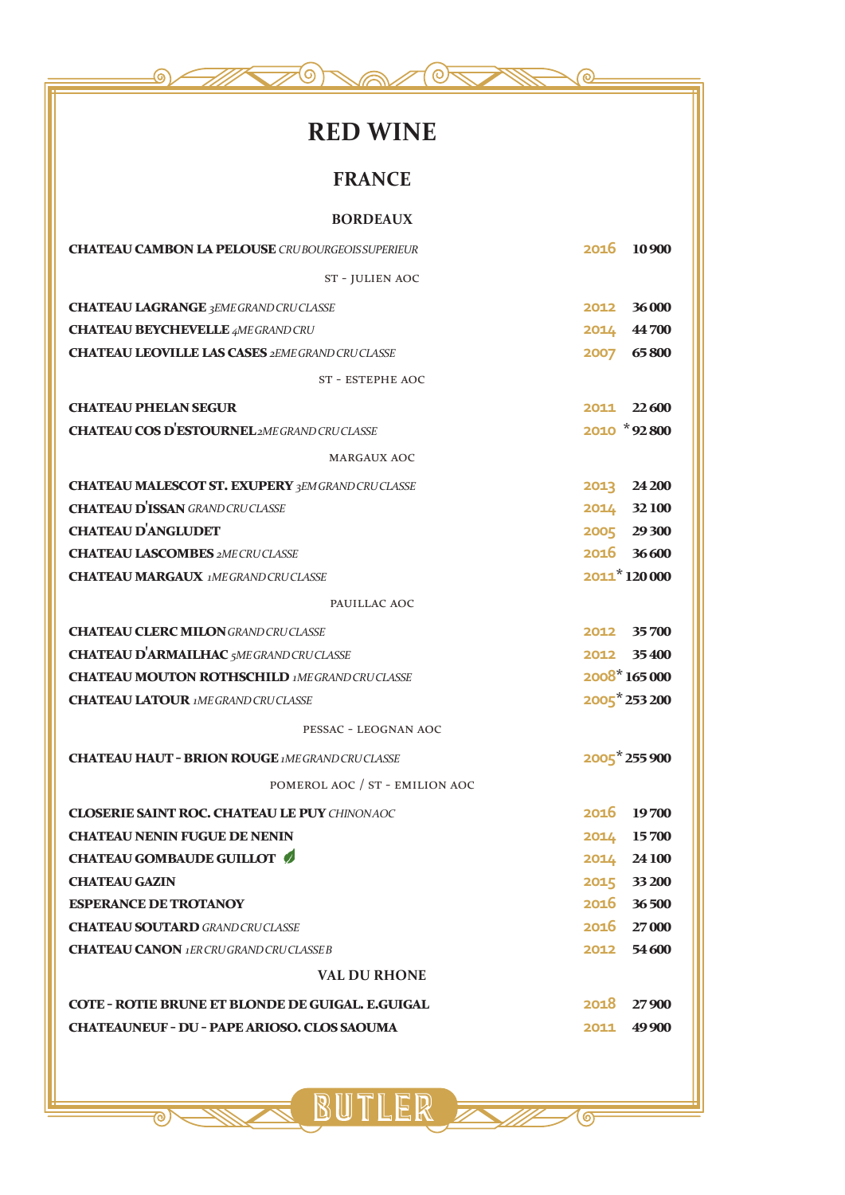# RED WINE

## FRANCE

### BORDEAUX

| Wine | Vintage | Price |
|---|---|---|
| **CHATEAU CAMBON LA PELOUSE** *CRU BOURGEOIS SUPERIEUR* | 2016 | 10 900 |
| ST - JULIEN AOC | | |
| **CHATEAU LAGRANGE** *3EME GRAND CRU CLASSE* | 2012 | 36 000 |
| **CHATEAU BEYCHEVELLE** *4ME GRAND CRU* | 2014 | 44 700 |
| **CHATEAU LEOVILLE LAS CASES** *2EME GRAND CRU CLASSE* | 2007 | 65 800 |
| ST - ESTEPHE AOC | | |
| **CHATEAU PHELAN SEGUR** | 2011 | 22 600 |
| **CHATEAU COS D'ESTOURNEL** *2ME GRAND CRU CLASSE* | 2010 | * 92 800 |
| MARGAUX AOC | | |
| **CHATEAU MALESCOT ST. EXUPERY** *3EM GRAND CRU CLASSE* | 2013 | 24 200 |
| **CHATEAU D'ISSAN** *GRAND CRU CLASSE* | 2014 | 32 100 |
| **CHATEAU D'ANGLUDET** | 2005 | 29 300 |
| **CHATEAU LASCOMBES** *2ME CRU CLASSE* | 2016 | 36 600 |
| **CHATEAU MARGAUX** *1ME GRAND CRU CLASSE* | 2011 | * 120 000 |
| PAUILLAC AOC | | |
| **CHATEAU CLERC MILON** *GRAND CRU CLASSE* | 2012 | 35 700 |
| **CHATEAU D'ARMAILHAC** *5ME GRAND CRU CLASSE* | 2012 | 35 400 |
| **CHATEAU MOUTON ROTHSCHILD** *1ME GRAND CRU CLASSE* | 2008 | * 165 000 |
| **CHATEAU LATOUR** *1ME GRAND CRU CLASSE* | 2005 | * 253 200 |
| PESSAC - LEOGNAN AOC | | |
| **CHATEAU HAUT - BRION ROUGE** *1ME GRAND CRU CLASSE* | 2005 | * 255 900 |
| POMEROL AOC / ST - EMILION AOC | | |
| **CLOSERIE SAINT ROC. CHATEAU LE PUY** *CHINON AOC* | 2016 | 19 700 |
| **CHATEAU NENIN FUGUE DE NENIN** | 2014 | 15 700 |
| **CHATEAU GOMBAUDE GUILLOT** | 2014 | 24 100 |
| **CHATEAU GAZIN** | 2015 | 33 200 |
| **ESPERANCE DE TROTANOY** | 2016 | 36 500 |
| **CHATEAU SOUTARD** *GRAND CRU CLASSE* | 2016 | 27 000 |
| **CHATEAU CANON** *1ER CRU GRAND CRU CLASSE B* | 2012 | 54 600 |

### VAL DU RHONE

| Wine | Vintage | Price |
|---|---|---|
| **COTE - ROTIE BRUNE ET BLONDE DE GUIGAL. E.GUIGAL** | 2018 | 27 900 |
| **CHATEAUNEUF - DU - PAPE ARIOSO. CLOS SAOUMA** | 2011 | 49 900 |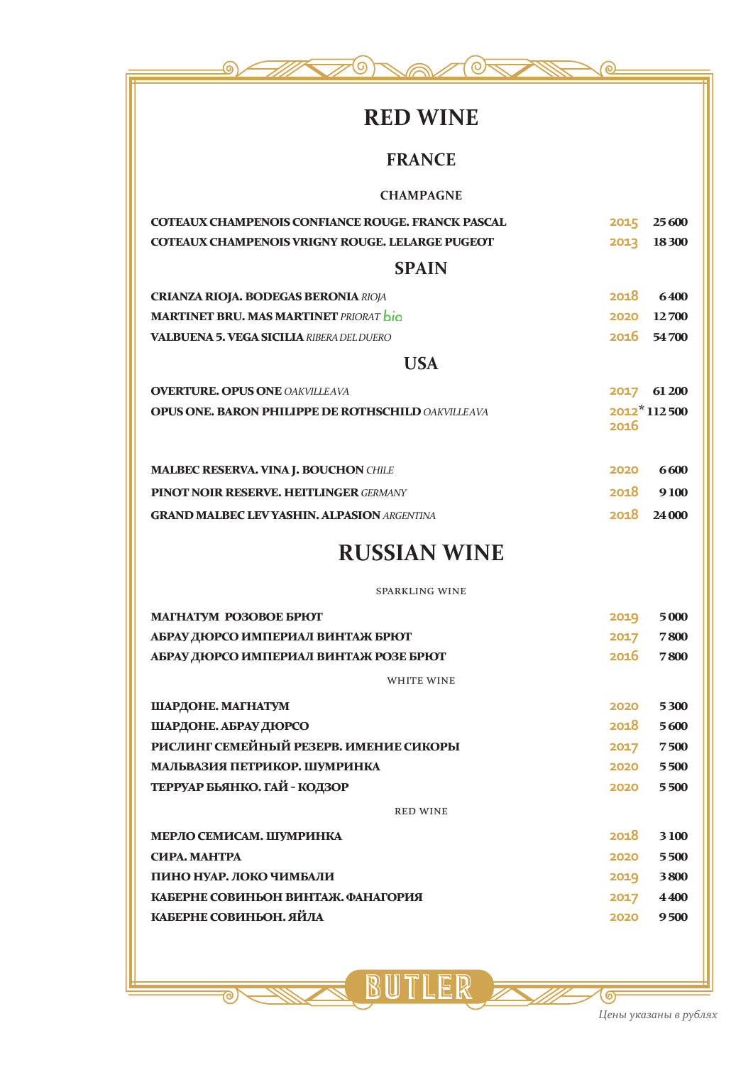# RED WINE

## FRANCE

### CHAMPAGNE

| | | |
|---|---|---|
| **COTEAUX CHAMPENOIS CONFIANCE ROUGE. FRANCK PASCAL** | 2015 | **25 600** |
| **COTEAUX CHAMPENOIS VRIGNY ROUGE. LELARGE PUGEOT** | 2013 | **18 300** |

## SPAIN

| | | |
|---|---|---|
| **CRIANZA RIOJA. BODEGAS BERONIA** *RIOJA* | 2018 | **6 400** |
| **MARTINET BRU. MAS MARTINET** *PRIORAT* bio | 2020 | **12 700** |
| **VALBUENA 5. VEGA SICILIA** *RIBERA DEL DUERO* | 2016 | **54 700** |

## USA

| | | |
|---|---|---|
| **OVERTURE. OPUS ONE** *OAKVILLE AVA* | 2017 | **61 200** |
| **OPUS ONE. BARON PHILIPPE DE ROTHSCHILD** *OAKVILLE AVA* | 2012* 2016 | **112 500** |

| | | |
|---|---|---|
| **MALBEC RESERVA. VINA J. BOUCHON** *CHILE* | 2020 | **6 600** |
| **PINOT NOIR RESERVE. HEITLINGER** *GERMANY* | 2018 | **9 100** |
| **GRAND MALBEC LEV YASHIN. ALPASION** *ARGENTINA* | 2018 | **24 000** |

# RUSSIAN WINE

### SPARKLING WINE

| | | |
|---|---|---|
| **МАГНАТУМ РОЗОВОЕ БРЮТ** | 2019 | **5 000** |
| **АБРАУ ДЮРСО ИМПЕРИАЛ ВИНТАЖ БРЮТ** | 2017 | **7 800** |
| **АБРАУ ДЮРСО ИМПЕРИАЛ ВИНТАЖ РОЗЕ БРЮТ** | 2016 | **7 800** |

### WHITE WINE

| | | |
|---|---|---|
| **ШАРДОНЕ. МАГНАТУМ** | 2020 | **5 300** |
| **ШАРДОНЕ. АБРАУ ДЮРСО** | 2018 | **5 600** |
| **РИСЛИНГ СЕМЕЙНЫЙ РЕЗЕРВ. ИМЕНИЕ СИКОРЫ** | 2017 | **7 500** |
| **МАЛЬВАЗИЯ ПЕТРИКОР. ШУМРИНКА** | 2020 | **5 500** |
| **ТЕРРУАР БЬЯНКО. ГАЙ - КОДЗОР** | 2020 | **5 500** |

### RED WINE

| | | |
|---|---|---|
| **МЕРЛО СЕМИСАМ. ШУМРИНКА** | 2018 | **3 100** |
| **СИРА. МАНТРА** | 2020 | **5 500** |
| **ПИНО НУАР. ЛОКО ЧИМБАЛИ** | 2019 | **3 800** |
| **КАБЕРНЕ СОВИНЬОН ВИНТАЖ. ФАНАГОРИЯ** | 2017 | **4 400** |
| **КАБЕРНЕ СОВИНЬОН. ЯЙЛА** | 2020 | **9 500** |

BUTLER

*Цены указаны в рублях*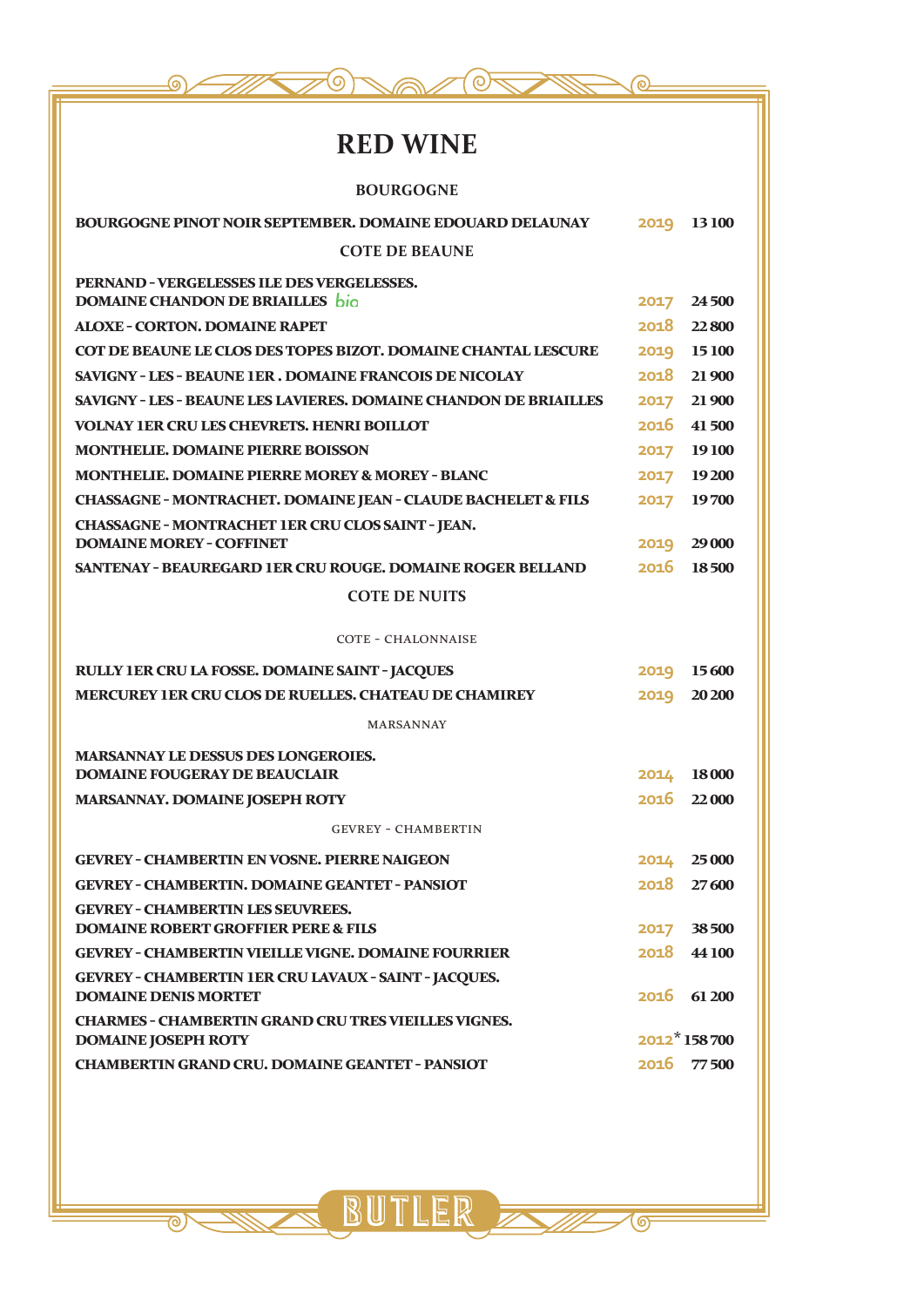# RED WINE

## BOURGOGNE

| | | |
|---|---|---|
| **BOURGOGNE PINOT NOIR SEPTEMBER. DOMAINE EDOUARD DELAUNAY** | 2019 | **13 100** |

### COTE DE BEAUNE

| | | |
|---|---|---|
| **PERNAND - VERGELESSES ILE DES VERGELESSES. DOMAINE CHANDON DE BRIAILLES** bio | 2017 | **24 500** |
| **ALOXE - CORTON. DOMAINE RAPET** | 2018 | **22 800** |
| **COT DE BEAUNE LE CLOS DES TOPES BIZOT. DOMAINE CHANTAL LESCURE** | 2019 | **15 100** |
| **SAVIGNY - LES - BEAUNE 1ER . DOMAINE FRANCOIS DE NICOLAY** | 2018 | **21 900** |
| **SAVIGNY - LES - BEAUNE LES LAVIERES. DOMAINE CHANDON DE BRIAILLES** | 2017 | **21 900** |
| **VOLNAY 1ER CRU LES CHEVRETS. HENRI BOILLOT** | 2016 | **41 500** |
| **MONTHELIE. DOMAINE PIERRE BOISSON** | 2017 | **19 100** |
| **MONTHELIE. DOMAINE PIERRE MOREY & MOREY - BLANC** | 2017 | **19 200** |
| **CHASSAGNE - MONTRACHET. DOMAINE JEAN - CLAUDE BACHELET & FILS** | 2017 | **19 700** |
| **CHASSAGNE - MONTRACHET 1ER CRU CLOS SAINT - JEAN. DOMAINE MOREY - COFFINET** | 2019 | **29 000** |
| **SANTENAY - BEAUREGARD 1ER CRU ROUGE. DOMAINE ROGER BELLAND** | 2016 | **18 500** |

### COTE DE NUITS

#### COTE - CHALONNAISE

| | | |
|---|---|---|
| **RULLY 1ER CRU LA FOSSE. DOMAINE SAINT - JACQUES** | 2019 | **15 600** |
| **MERCUREY 1ER CRU CLOS DE RUELLES. CHATEAU DE CHAMIREY** | 2019 | **20 200** |

#### MARSANNAY

| | | |
|---|---|---|
| **MARSANNAY LE DESSUS DES LONGEROIES. DOMAINE FOUGERAY DE BEAUCLAIR** | 2014 | **18 000** |
| **MARSANNAY. DOMAINE JOSEPH ROTY** | 2016 | **22 000** |

#### GEVREY - CHAMBERTIN

| | | |
|---|---|---|
| **GEVREY - CHAMBERTIN EN VOSNE. PIERRE NAIGEON** | 2014 | **25 000** |
| **GEVREY - CHAMBERTIN. DOMAINE GEANTET - PANSIOT** | 2018 | **27 600** |
| **GEVREY - CHAMBERTIN LES SEUVREES. DOMAINE ROBERT GROFFIER PERE & FILS** | 2017 | **38 500** |
| **GEVREY - CHAMBERTIN VIEILLE VIGNE. DOMAINE FOURRIER** | 2018 | **44 100** |
| **GEVREY - CHAMBERTIN 1ER CRU LAVAUX - SAINT - JACQUES. DOMAINE DENIS MORTET** | 2016 | **61 200** |
| **CHARMES - CHAMBERTIN GRAND CRU TRES VIEILLES VIGNES. DOMAINE JOSEPH ROTY** | 2012* | **158 700** |
| **CHAMBERTIN GRAND CRU. DOMAINE GEANTET - PANSIOT** | 2016 | **77 500** |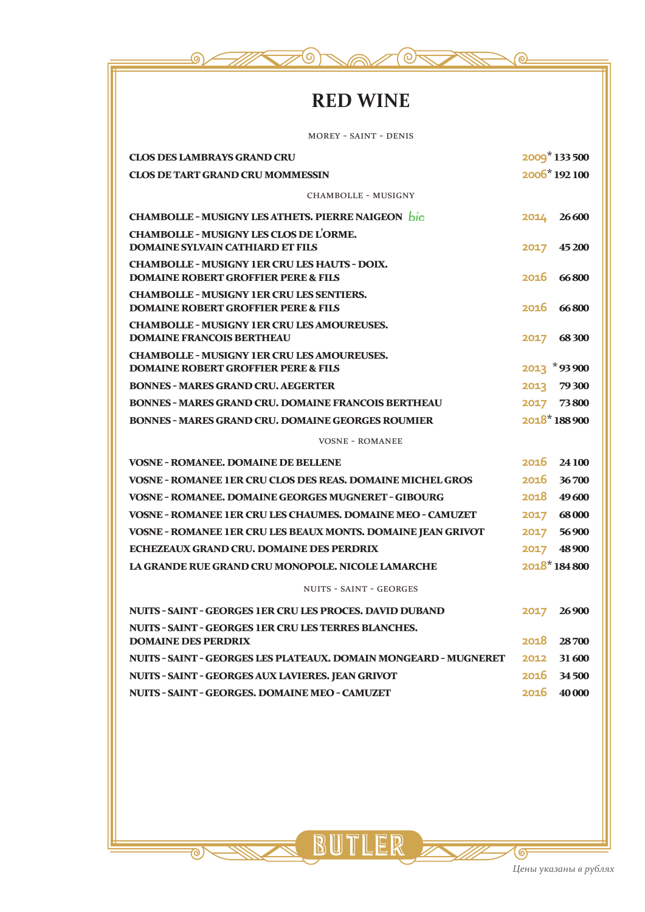# RED WINE

MOREY - SAINT - DENIS

| | | |
|---|---|---|
| CLOS DES LAMBRAYS GRAND CRU | 2009* | 133 500 |
| CLOS DE TART GRAND CRU MOMMESSIN | 2006* | 192 100 |

CHAMBOLLE - MUSIGNY

| | | |
|---|---|---|
| CHAMBOLLE - MUSIGNY LES ATHETS. PIERRE NAIGEON *bio* | 2014 | 26 600 |
| CHAMBOLLE - MUSIGNY LES CLOS DE L'ORME. DOMAINE SYLVAIN CATHIARD ET FILS | 2017 | 45 200 |
| CHAMBOLLE - MUSIGNY 1ER CRU LES HAUTS - DOIX. DOMAINE ROBERT GROFFIER PERE & FILS | 2016 | 66 800 |
| CHAMBOLLE - MUSIGNY 1ER CRU LES SENTIERS. DOMAINE ROBERT GROFFIER PERE & FILS | 2016 | 66 800 |
| CHAMBOLLE - MUSIGNY 1ER CRU LES AMOUREUSES. DOMAINE FRANCOIS BERTHEAU | 2017 | 68 300 |
| CHAMBOLLE - MUSIGNY 1ER CRU LES AMOUREUSES. DOMAINE ROBERT GROFFIER PERE & FILS | 2013 | *93 900 |
| BONNES - MARES GRAND CRU. AEGERTER | 2013 | 79 300 |
| BONNES - MARES GRAND CRU. DOMAINE FRANCOIS BERTHEAU | 2017 | 73 800 |
| BONNES - MARES GRAND CRU. DOMAINE GEORGES ROUMIER | 2018* | 188 900 |

VOSNE - ROMANEE

| | | |
|---|---|---|
| VOSNE - ROMANEE. DOMAINE DE BELLENE | 2016 | 24 100 |
| VOSNE - ROMANEE 1ER CRU CLOS DES REAS. DOMAINE MICHEL GROS | 2016 | 36 700 |
| VOSNE - ROMANEE. DOMAINE GEORGES MUGNERET - GIBOURG | 2018 | 49 600 |
| VOSNE - ROMANEE 1ER CRU LES CHAUMES. DOMAINE MEO - CAMUZET | 2017 | 68 000 |
| VOSNE - ROMANEE 1ER CRU LES BEAUX MONTS. DOMAINE JEAN GRIVOT | 2017 | 56 900 |
| ECHEZEAUX GRAND CRU. DOMAINE DES PERDRIX | 2017 | 48 900 |
| LA GRANDE RUE GRAND CRU MONOPOLE. NICOLE LAMARCHE | 2018* | 184 800 |

NUITS - SAINT - GEORGES

| | | |
|---|---|---|
| NUITS - SAINT - GEORGES 1ER CRU LES PROCES. DAVID DUBAND | 2017 | 26 900 |
| NUITS - SAINT - GEORGES 1ER CRU LES TERRES BLANCHES. DOMAINE DES PERDRIX | 2018 | 28 700 |
| NUITS - SAINT - GEORGES LES PLATEAUX. DOMAIN MONGEARD - MUGNERET | 2012 | 31 600 |
| NUITS - SAINT - GEORGES AUX LAVIERES. JEAN GRIVOT | 2016 | 34 500 |
| NUITS - SAINT - GEORGES. DOMAINE MEO - CAMUZET | 2016 | 40 000 |

BUTLER

*Цены указаны в рублях*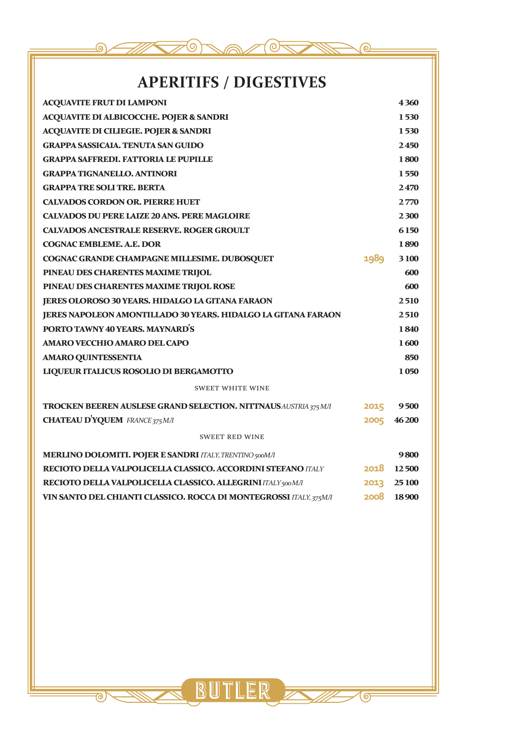# APERITIFS / DIGESTIVES

| | | |
|---|---|---|
| **ACQUAVITE FRUT DI LAMPONI** | | **4 360** |
| **ACQUAVITE DI ALBICOCCHE. POJER & SANDRI** | | **1 530** |
| **ACQUAVITE DI CILIEGIE. POJER & SANDRI** | | **1 530** |
| **GRAPPA SASSICAIA. TENUTA SAN GUIDO** | | **2 450** |
| **GRAPPA SAFFREDI. FATTORIA LE PUPILLE** | | **1 800** |
| **GRAPPA TIGNANELLO. ANTINORI** | | **1 550** |
| **GRAPPA TRE SOLI TRE. BERTA** | | **2 470** |
| **CALVADOS CORDON OR. PIERRE HUET** | | **2 770** |
| **CALVADOS DU PERE LAIZE 20 ANS. PERE MAGLOIRE** | | **2 300** |
| **CALVADOS ANCESTRALE RESERVE. ROGER GROULT** | | **6 150** |
| **COGNAC EMBLEME. A.E. DOR** | | **1 890** |
| **COGNAC GRANDE CHAMPAGNE MILLESIME. DUBOSQUET** | 1989 | **3 100** |
| **PINEAU DES CHARENTES MAXIME TRIJOL** | | **600** |
| **PINEAU DES CHARENTES MAXIME TRIJOL ROSE** | | **600** |
| **JERES OLOROSO 30 YEARS. HIDALGO LA GITANA FARAON** | | **2 510** |
| **JERES NAPOLEON AMONTILLADO 30 YEARS. HIDALGO LA GITANA FARAON** | | **2 510** |
| **PORTO TAWNY 40 YEARS. MAYNARD'S** | | **1 840** |
| **AMARO VECCHIO AMARO DEL CAPO** | | **1 600** |
| **AMARO QUINTESSENTIA** | | **850** |
| **LIQUEUR ITALICUS ROSOLIO DI BERGAMOTTO** | | **1 050** |

SWEET WHITE WINE

| | | |
|---|---|---|
| **TROCKEN BEEREN AUSLESE GRAND SELECTION. NITTNAUS** *AUSTRIA 375 МЛ* | 2015 | **9 500** |
| **CHATEAU D'YQUEM** *FRANCE 375 МЛ* | 2005 | **46 200** |

SWEET RED WINE

| | | |
|---|---|---|
| **MERLINO DOLOMITI. POJER E SANDRI** *ITALY, TRENTINO 500МЛ* | | **9 800** |
| **RECIOTO DELLA VALPOLICELLA CLASSICO. ACCORDINI STEFANO** *ITALY* | 2018 | **12 500** |
| **RECIOTO DELLA VALPOLICELLA CLASSICO. ALLEGRINI** *ITALY 500 МЛ* | 2013 | **25 100** |
| **VIN SANTO DEL CHIANTI CLASSICO. ROCCA DI MONTEGROSSI** *ITALY, 375МЛ* | 2008 | **18 900** |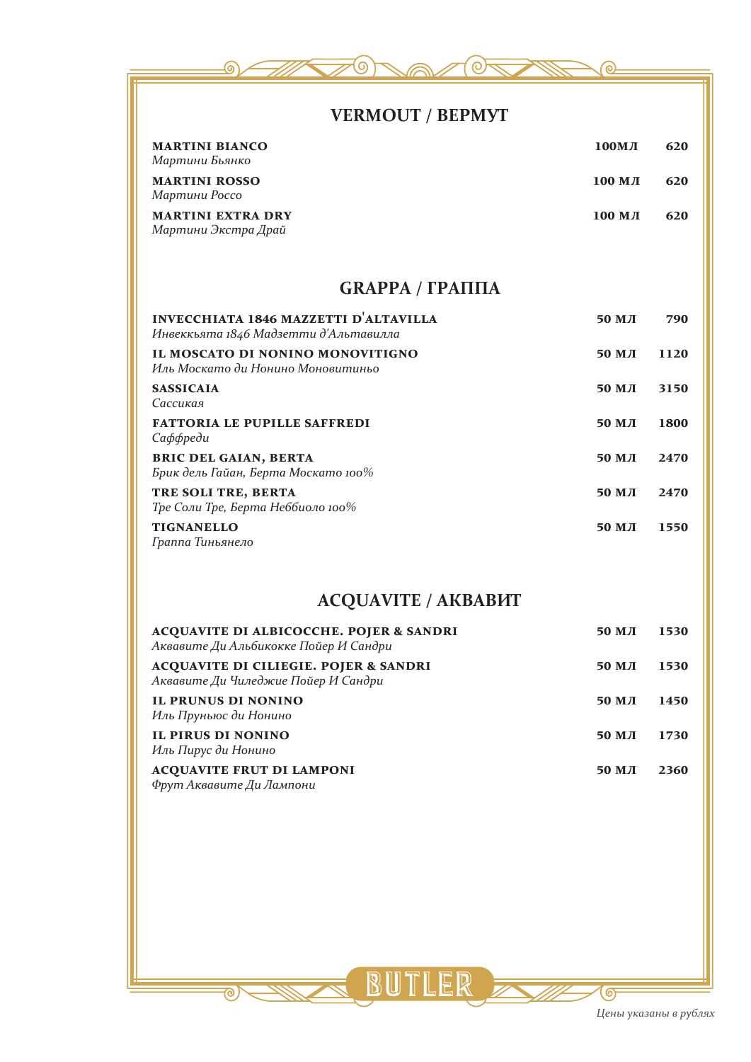## VERMOUT / ВЕРМУТ

| | | |
|---|---|---|
| **MARTINI BIANCO**<br>*Мартини Бьянко* | **100МЛ** | **620** |
| **MARTINI ROSSO**<br>*Мартини Россо* | **100 МЛ** | **620** |
| **MARTINI EXTRA DRY**<br>*Мартини Экстра Драй* | **100 МЛ** | **620** |

## GRAPPA / ГРАППА

| | | |
|---|---|---|
| **INVECCHIATA 1846 MAZZETTI D'ALTAVILLA**<br>*Инвеккьята 1846 Мадзетти д'Альтавилла* | **50 МЛ** | **790** |
| **IL MOSCATO DI NONINO MONOVITIGNO**<br>*Иль Москато ди Нонино Моновитиньо* | **50 МЛ** | **1120** |
| **SASSICAIA**<br>*Сассикая* | **50 МЛ** | **3150** |
| **FATTORIA LE PUPILLE SAFFREDI**<br>*Саффреди* | **50 МЛ** | **1800** |
| **BRIC DEL GAIAN, BERTA**<br>*Брик дель Гайан, Берта Москато 100%* | **50 МЛ** | **2470** |
| **TRE SOLI TRE, BERTA**<br>*Тре Соли Тре, Берта Неббиоло 100%* | **50 МЛ** | **2470** |
| **TIGNANELLO**<br>*Граппа Тиньянело* | **50 МЛ** | **1550** |

## ACQUAVITE / АКВАВИТ

| | | |
|---|---|---|
| **ACQUAVITE DI ALBICOCCHE. POJER & SANDRI**<br>*Аквавите Ди Альбикокке Пойер И Сандри* | **50 МЛ** | **1530** |
| **ACQUAVITE DI CILIEGIE. POJER & SANDRI**<br>*Аквавите Ди Чиледжие Пойер И Сандри* | **50 МЛ** | **1530** |
| **IL PRUNUS DI NONINO**<br>*Иль Прунюс ди Нонино* | **50 МЛ** | **1450** |
| **IL PIRUS DI NONINO**<br>*Иль Пирус ди Нонино* | **50 МЛ** | **1730** |
| **ACQUAVITE FRUT DI LAMPONI**<br>*Фрут Аквавите Ди Лампони* | **50 МЛ** | **2360** |

BUTLER

*Цены указаны в рублях*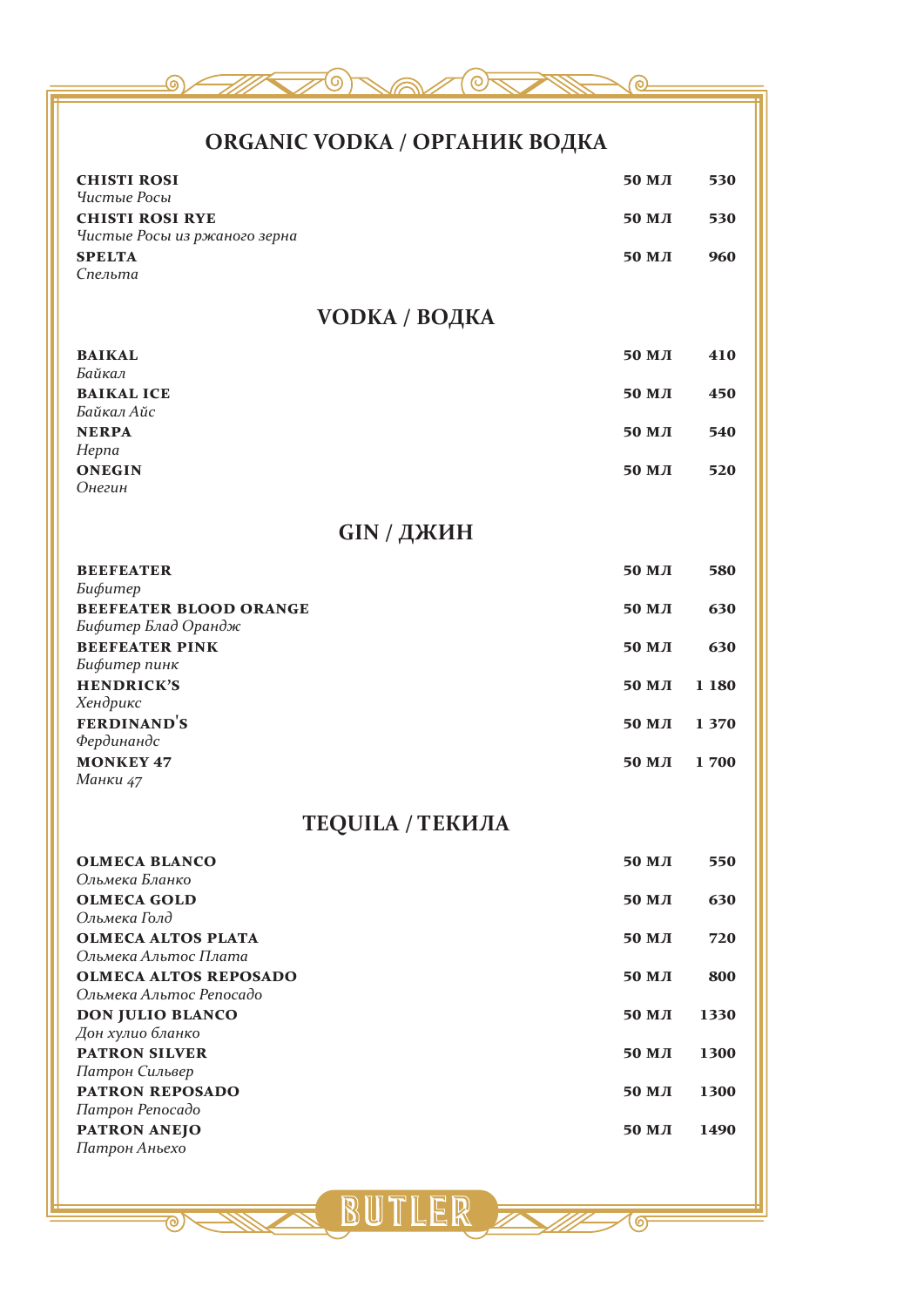## ORGANIC VODKA / ОРГАНИК ВОДКА

| | | |
|---|---|---|
| **CHISTI ROSI**<br>*Чистые Росы* | **50 МЛ** | **530** |
| **CHISTI ROSI RYE**<br>*Чистые Росы из ржаного зерна* | **50 МЛ** | **530** |
| **SPELTA**<br>*Спельта* | **50 МЛ** | **960** |

## VODKA / ВОДКА

| | | |
|---|---|---|
| **BAIKAL**<br>*Байкал* | **50 МЛ** | **410** |
| **BAIKAL ICE**<br>*Байкал Айс* | **50 МЛ** | **450** |
| **NERPA**<br>*Нерпа* | **50 МЛ** | **540** |
| **ONEGIN**<br>*Онегин* | **50 МЛ** | **520** |

## GIN / ДЖИН

| | | |
|---|---|---|
| **BEEFEATER**<br>*Бифитер* | **50 МЛ** | **580** |
| **BEEFEATER BLOOD ORANGE**<br>*Бифитер Блад Орандж* | **50 МЛ** | **630** |
| **BEEFEATER PINK**<br>*Бифитер пинк* | **50 МЛ** | **630** |
| **HENDRICK'S**<br>*Хендрикс* | **50 МЛ** | **1 180** |
| **FERDINAND'S**<br>*Фердинандс* | **50 МЛ** | **1 370** |
| **MONKEY 47**<br>*Манки 47* | **50 МЛ** | **1 700** |

## TEQUILA / ТЕКИЛА

| | | |
|---|---|---|
| **OLMECA BLANCO**<br>*Ольмека Бланко* | **50 МЛ** | **550** |
| **OLMECA GOLD**<br>*Ольмека Голд* | **50 МЛ** | **630** |
| **OLMECA ALTOS PLATA**<br>*Ольмека Альтос Плата* | **50 МЛ** | **720** |
| **OLMECA ALTOS REPOSADO**<br>*Ольмека Альтос Репосадо* | **50 МЛ** | **800** |
| **DON JULIO BLANCO**<br>*Дон хулио бланко* | **50 МЛ** | **1330** |
| **PATRON SILVER**<br>*Патрон Сильвер* | **50 МЛ** | **1300** |
| **PATRON REPOSADO**<br>*Патрон Репосадо* | **50 МЛ** | **1300** |
| **PATRON ANEJO**<br>*Патрон Аньехо* | **50 МЛ** | **1490** |

BUTLER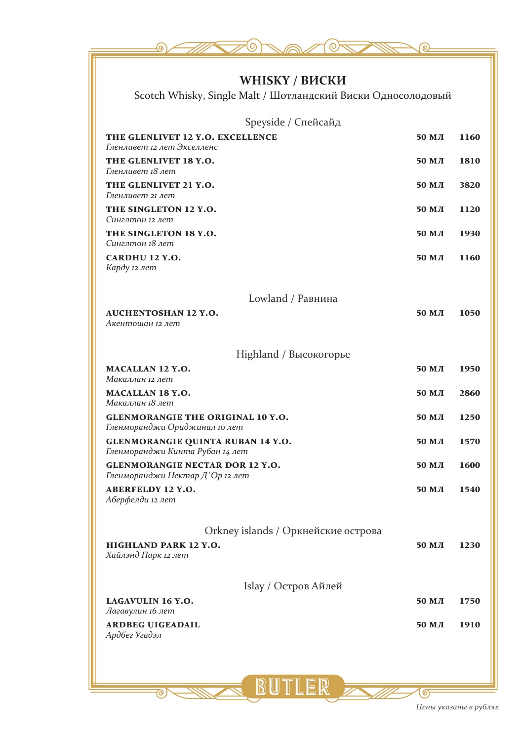# WHISKY / ВИСКИ

Scotch Whisky, Single Malt / Шотландский Виски Односолодовый

## Speyside / Спейсайд

| | | |
|---|---|---|
| **THE GLENLIVET 12 Y.O. EXCELLENCE**<br>*Гленливет 12 лет Экселленс* | **50 МЛ** | **1160** |
| **THE GLENLIVET 18 Y.O.**<br>*Гленливет 18 лет* | **50 МЛ** | **1810** |
| **THE GLENLIVET 21 Y.O.**<br>*Гленливет 21 лет* | **50 МЛ** | **3820** |
| **THE SINGLETON 12 Y.O.**<br>*Синглтон 12 лет* | **50 МЛ** | **1120** |
| **THE SINGLETON 18 Y.O.**<br>*Синглтон 18 лет* | **50 МЛ** | **1930** |
| **CARDHU 12 Y.O.**<br>*Карду 12 лет* | **50 МЛ** | **1160** |

## Lowland / Равнина

| | | |
|---|---|---|
| **AUCHENTOSHAN 12 Y.O.**<br>*Акентошан 12 лет* | **50 МЛ** | **1050** |

## Highland / Высокогорье

| | | |
|---|---|---|
| **MACALLAN 12 Y.O.**<br>*Макаллан 12 лет* | **50 МЛ** | **1950** |
| **MACALLAN 18 Y.O.**<br>*Макаллан 18 лет* | **50 МЛ** | **2860** |
| **GLENMORANGIE THE ORIGINAL 10 Y.O.**<br>*Гленморанджи Ориджинал 10 лет* | **50 МЛ** | **1250** |
| **GLENMORANGIE QUINTA RUBAN 14 Y.O.**<br>*Гленморанджи Кинта Рубан 14 лет* | **50 МЛ** | **1570** |
| **GLENMORANGIE NECTAR DOR 12 Y.O.**<br>*Гленморанджи Нектар Д`Ор 12 лет* | **50 МЛ** | **1600** |
| **ABERFELDY 12 Y.O.**<br>*Аберфелди 12 лет* | **50 МЛ** | **1540** |

## Orkney islands / Оркнейские острова

| | | |
|---|---|---|
| **HIGHLAND PARK 12 Y.O.**<br>*Хайлэнд Парк 12 лет* | **50 МЛ** | **1230** |

## Islay / Остров Айлей

| | | |
|---|---|---|
| **LAGAVULIN 16 Y.O.**<br>*Лагавулин 16 лет* | **50 МЛ** | **1750** |
| **ARDBEG UIGEADAIL**<br>*Ардбег Угадэл* | **50 МЛ** | **1910** |

BUTLER

*Цены указаны в рублях*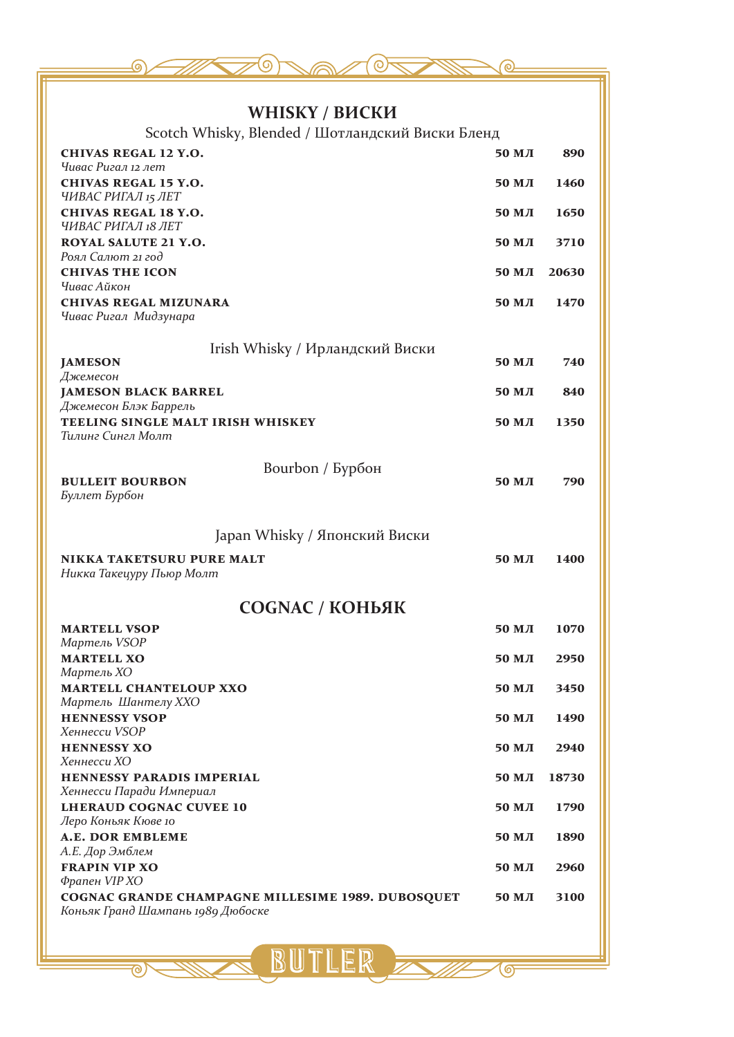# WHISKY / ВИСКИ

## Scotch Whisky, Blended / Шотландский Виски Бленд

| | | |
|---|---|---|
| **CHIVAS REGAL 12 Y.O.**<br>*Чивас Ригал 12 лет* | **50 МЛ** | **890** |
| **CHIVAS REGAL 15 Y.O.**<br>*ЧИВАС РИГАЛ 15 ЛЕТ* | **50 МЛ** | **1460** |
| **CHIVAS REGAL 18 Y.O.**<br>*ЧИВАС РИГАЛ 18 ЛЕТ* | **50 МЛ** | **1650** |
| **ROYAL SALUTE 21 Y.O.**<br>*Роял Салют 21 год* | **50 МЛ** | **3710** |
| **CHIVAS THE ICON**<br>*Чивас Айкон* | **50 МЛ** | **20630** |
| **CHIVAS REGAL MIZUNARA**<br>*Чивас Ригал Мидзунара* | **50 МЛ** | **1470** |

## Irish Whisky / Ирландский Виски

| | | |
|---|---|---|
| **JAMESON**<br>*Джемесон* | **50 МЛ** | **740** |
| **JAMESON BLACK BARREL**<br>*Джемесон Блэк Баррель* | **50 МЛ** | **840** |
| **TEELING SINGLE MALT IRISH WHISKEY**<br>*Тилинг Сингл Молт* | **50 МЛ** | **1350** |

## Bourbon / Бурбон

| | | |
|---|---|---|
| **BULLEIT BOURBON**<br>*Буллет Бурбон* | **50 МЛ** | **790** |

## Japan Whisky / Японский Виски

| | | |
|---|---|---|
| **NIKKA TAKETSURU PURE MALT**<br>*Никка Такецуру Пьюр Молт* | **50 МЛ** | **1400** |

# COGNAC / КОНЬЯК

| | | |
|---|---|---|
| **MARTELL VSOP**<br>*Мартель VSOP* | **50 МЛ** | **1070** |
| **MARTELL XO**<br>*Мартель XO* | **50 МЛ** | **2950** |
| **MARTELL CHANTELOUP XXO**<br>*Мартель Шантелу XXO* | **50 МЛ** | **3450** |
| **HENNESSY VSOP**<br>*Хеннесси VSOP* | **50 МЛ** | **1490** |
| **HENNESSY XO**<br>*Хеннесси XO* | **50 МЛ** | **2940** |
| **HENNESSY PARADIS IMPERIAL**<br>*Хеннесси Паради Империал* | **50 МЛ** | **18730** |
| **LHERAUD COGNAC CUVEE 10**<br>*Леро Коньяк Кюве 10* | **50 МЛ** | **1790** |
| **A.E. DOR EMBLEME**<br>*А.Е. Дор Эмблем* | **50 МЛ** | **1890** |
| **FRAPIN VIP XO**<br>*Фрапен VIP XO* | **50 МЛ** | **2960** |
| **COGNAC GRANDE CHAMPAGNE MILLESIME 1989. DUBOSQUET**<br>*Коньяк Гранд Шампань 1989 Дюбоске* | **50 МЛ** | **3100** |

BUTLER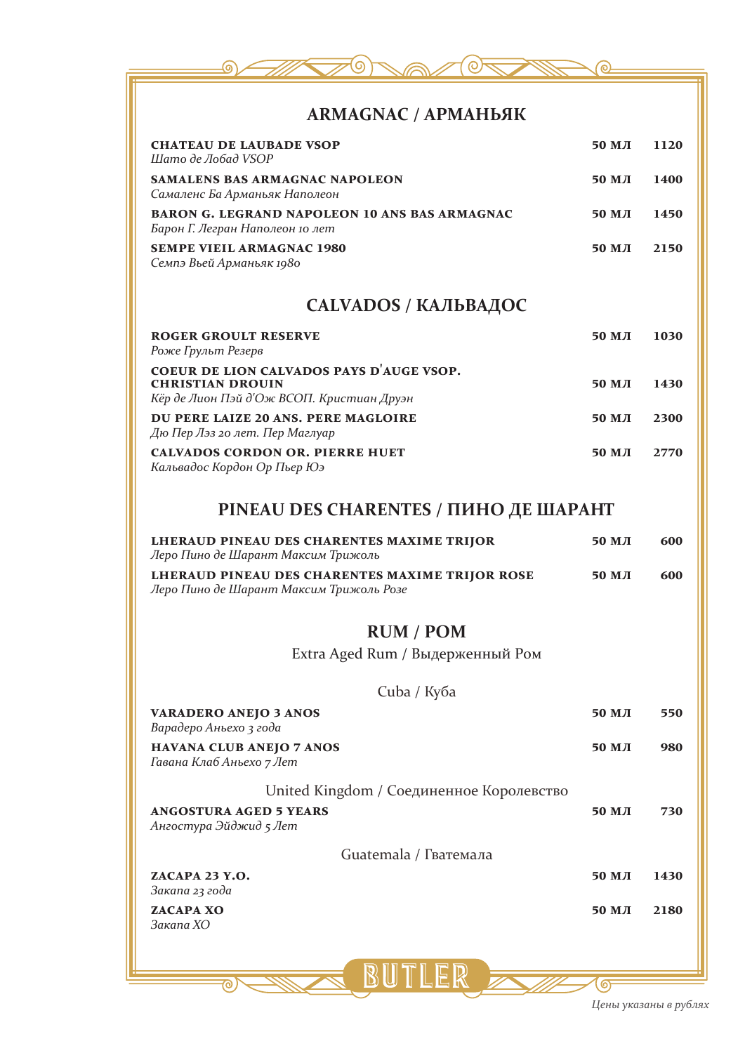## ARMAGNAC / АРМАНЬЯК

| | | |
|---|---|---|
| **CHATEAU DE LAUBADE VSOP**<br>*Шато де Лобад VSOP* | **50 МЛ** | **1120** |
| **SAMALENS BAS ARMAGNAC NAPOLEON**<br>*Саmаленс Ба Арманьяк Наполеон* | **50 МЛ** | **1400** |
| **BARON G. LEGRAND NAPOLEON 10 ANS BAS ARMAGNAC**<br>*Барон Г. Легран Наполеон 10 лет* | **50 МЛ** | **1450** |
| **SEMPE VIEIL ARMAGNAC 1980**<br>*Семпэ Вьей Арманьяк 1980* | **50 МЛ** | **2150** |

## CALVADOS / КАЛЬВАДОС

| | | |
|---|---|---|
| **ROGER GROULT RESERVE**<br>*Роже Грульт Резерв* | **50 МЛ** | **1030** |
| **COEUR DE LION CALVADOS PAYS D'AUGE VSOP. CHRISTIAN DROUIN**<br>*Кёр де Лион Пэй д'Ож ВСОП. Кристиан Друэн* | **50 МЛ** | **1430** |
| **DU PERE LAIZE 20 ANS. PERE MAGLOIRE**<br>*Дю Пер Лэз 20 лет. Пер Маглуар* | **50 МЛ** | **2300** |
| **CALVADOS CORDON OR. PIERRE HUET**<br>*Кальвадос Кордон Ор Пьер Юэ* | **50 МЛ** | **2770** |

## PINEAU DES CHARENTES / ПИНО ДЕ ШАРАНТ

| | | |
|---|---|---|
| **LHERAUD PINEAU DES CHARENTES MAXIME TRIJOR**<br>*Леро Пино де Шарант Максим Трижоль* | **50 МЛ** | **600** |
| **LHERAUD PINEAU DES CHARENTES MAXIME TRIJOR ROSE**<br>*Леро Пино де Шарант Максим Трижоль Розе* | **50 МЛ** | **600** |

## RUM / РОМ

Extra Aged Rum / Выдержанный Ром

### Cuba / Куба

| | | |
|---|---|---|
| **VARADERO ANEJO 3 ANOS**<br>*Варадеро Аньехо 3 года* | **50 МЛ** | **550** |
| **HAVANA CLUB ANEJO 7 ANOS**<br>*Гавана Клаб Аньехо 7 Лет* | **50 МЛ** | **980** |

### United Kingdom / Соединенное Королевство

| | | |
|---|---|---|
| **ANGOSTURA AGED 5 YEARS**<br>*Ангостура Эйджид 5 Лет* | **50 МЛ** | **730** |

### Guatemala / Гватемала

| | | |
|---|---|---|
| **ZACAPA 23 Y.O.**<br>*Закапа 23 года* | **50 МЛ** | **1430** |
| **ZACAPA XO**<br>*Закапа XO* | **50 МЛ** | **2180** |

BUTLER

*Цены указаны в рублях*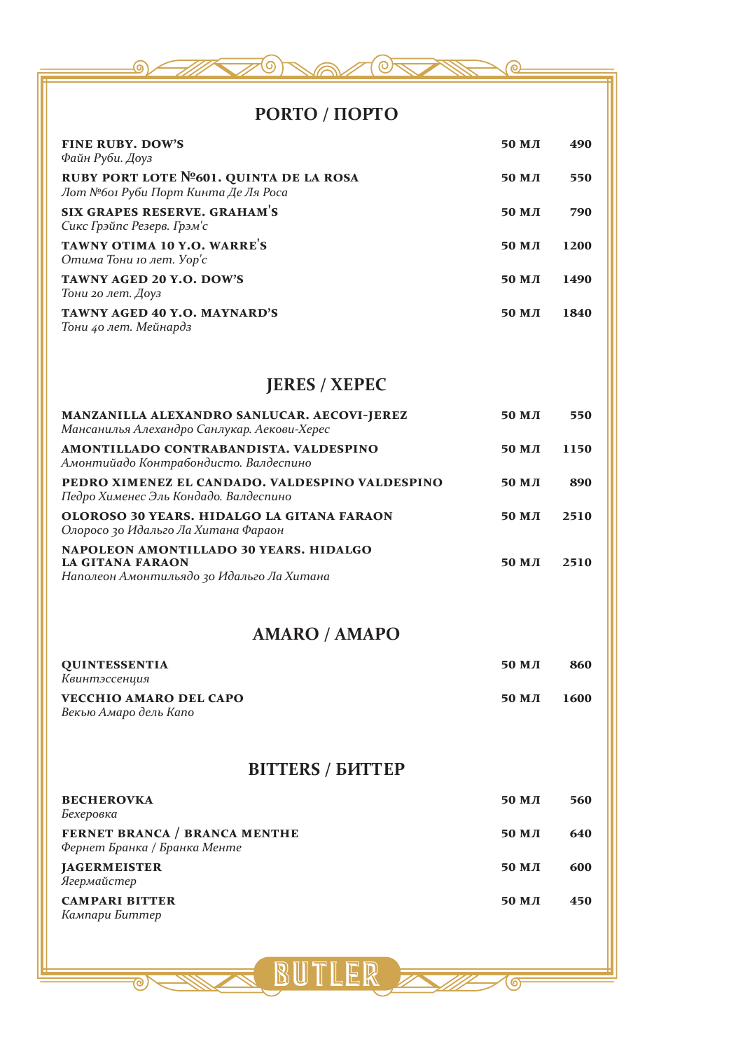## PORTO / ПОРТО

| | | |
|---|---|---|
| **FINE RUBY. DOW'S**<br>*Файн Руби. Доуз* | 50 МЛ | 490 |
| **RUBY PORT LOTE №601. QUINTA DE LA ROSA**<br>*Лот №601 Руби Порт Кинта Де Ля Роса* | 50 МЛ | 550 |
| **SIX GRAPES RESERVE. GRAHAM'S**<br>*Сикс Грэйпс Резерв. Грэм'с* | 50 МЛ | 790 |
| **TAWNY OTIMA 10 Y.O. WARRE'S**<br>*Отима Тони 10 лет. Уор'с* | 50 МЛ | 1200 |
| **TAWNY AGED 20 Y.O. DOW'S**<br>*Тони 20 лет. Доуз* | 50 МЛ | 1490 |
| **TAWNY AGED 40 Y.O. MAYNARD'S**<br>*Тони 40 лет. Мейнардз* | 50 МЛ | 1840 |

## JERES / ХЕРЕС

| | | |
|---|---|---|
| **MANZANILLA ALEXANDRO SANLUCAR. AECOVI-JEREZ**<br>*Мансанилья Алехандро Санлукар. Аекови-Херес* | 50 МЛ | 550 |
| **AMONTILLADO CONTRABANDISTA. VALDESPINO**<br>*Амонтийадо Контрабондисто. Валдеспино* | 50 МЛ | 1150 |
| **PEDRO XIMENEZ EL CANDADO. VALDESPINO VALDESPINO**<br>*Педро Хименес Эль Кондадо. Валдеспино* | 50 МЛ | 890 |
| **OLOROSO 30 YEARS. HIDALGO LA GITANA FARAON**<br>*Олоросо 30 Идальго Ла Хитана Фараон* | 50 МЛ | 2510 |
| **NAPOLEON AMONTILLADO 30 YEARS. HIDALGO LA GITANA FARAON**<br>*Наполеон Амонтильядо 30 Идальго Ла Хитана* | 50 МЛ | 2510 |

## AMARO / АМАРО

| | | |
|---|---|---|
| **QUINTESSENTIA**<br>*Квинтэссенция* | 50 МЛ | 860 |
| **VECCHIO AMARO DEL CAPO**<br>*Векью Амаро дель Капо* | 50 МЛ | 1600 |

## BITTERS / БИТТЕР

| | | |
|---|---|---|
| **BECHEROVKA**<br>*Бехеровка* | 50 МЛ | 560 |
| **FERNET BRANCA / BRANCA MENTHE**<br>*Фернет Бранка / Бранка Менте* | 50 МЛ | 640 |
| **JAGERMEISTER**<br>*Ягермайстер* | 50 МЛ | 600 |
| **CAMPARI BITTER**<br>*Кампари Биттер* | 50 МЛ | 450 |

BUTLER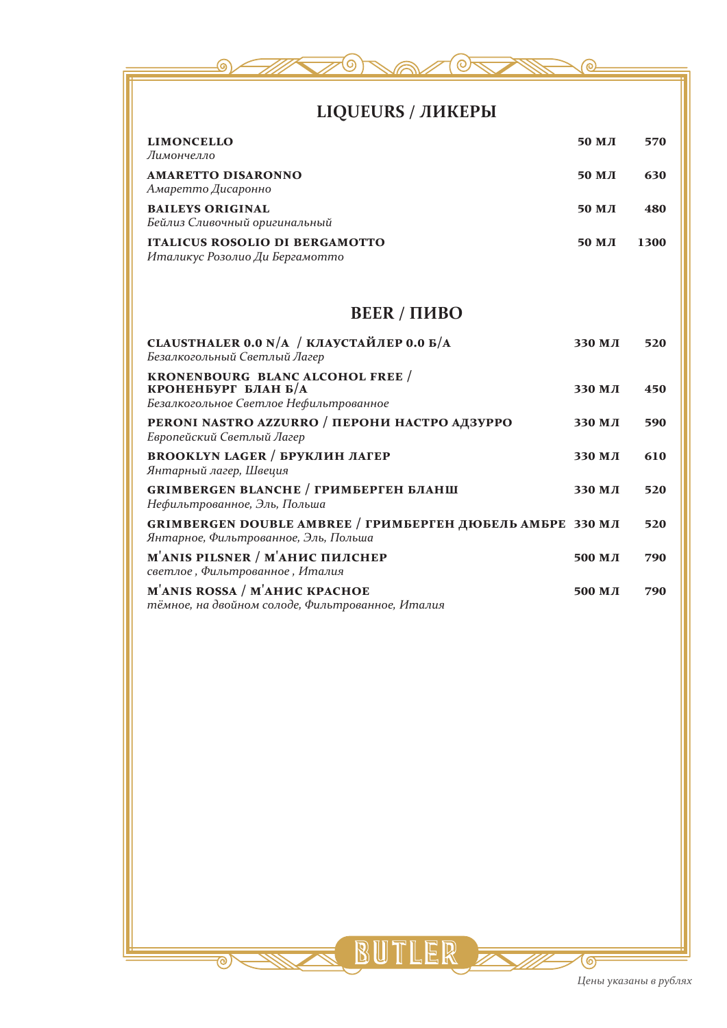## LIQUEURS / ЛИКЕРЫ

| | | |
|---|---|---|
| **LIMONCELLO**<br>*Лимончелло* | **50 МЛ** | **570** |
| **AMARETTO DISARONNO**<br>*Амаретто Дисаронно* | **50 МЛ** | **630** |
| **BAILEYS ORIGINAL**<br>*Бейлиз Сливочный оригинальный* | **50 МЛ** | **480** |
| **ITALICUS ROSOLIO DI BERGAMOTTO**<br>*Италикус Розолио Ди Бергамотто* | **50 МЛ** | **1300** |

## BEER / ПИВО

| | | |
|---|---|---|
| **CLAUSTHALER 0.0 N/A / КЛАУСТАЙЛЕР 0.0 Б/А**<br>*Безалкогольный Светлый Лагер* | **330 МЛ** | **520** |
| **KRONENBOURG BLANC ALCOHOL FREE / КРОНЕНБУРГ БЛАН Б/А**<br>*Безалкогольное Светлое Нефильтрованное* | **330 МЛ** | **450** |
| **PERONI NASTRO AZZURRO / ПЕРОНИ НАСТРО АДЗУРРО**<br>*Европейский Светлый Лагер* | **330 МЛ** | **590** |
| **BROOKLYN LAGER / БРУКЛИН ЛАГЕР**<br>*Янтарный лагер, Швеция* | **330 МЛ** | **610** |
| **GRIMBERGEN BLANCHE / ГРИМБЕРГЕН БЛАНШ**<br>*Нефильтрованное, Эль, Польша* | **330 МЛ** | **520** |
| **GRIMBERGEN DOUBLE AMBREE / ГРИМБЕРГЕН ДЮБЕЛЬ АМБРЕ**<br>*Янтарное, Фильтрованное, Эль, Польша* | **330 МЛ** | **520** |
| **M'ANIS PILSNER / M'АНИС ПИЛСНЕР**<br>*светлое , Фильтрованное , Италия* | **500 МЛ** | **790** |
| **M'ANIS ROSSA / M'АНИС КРАСНОЕ**<br>*тёмное, на двойном солоде, Фильтрованное, Италия* | **500 МЛ** | **790** |

BUTLER

*Цены указаны в рублях*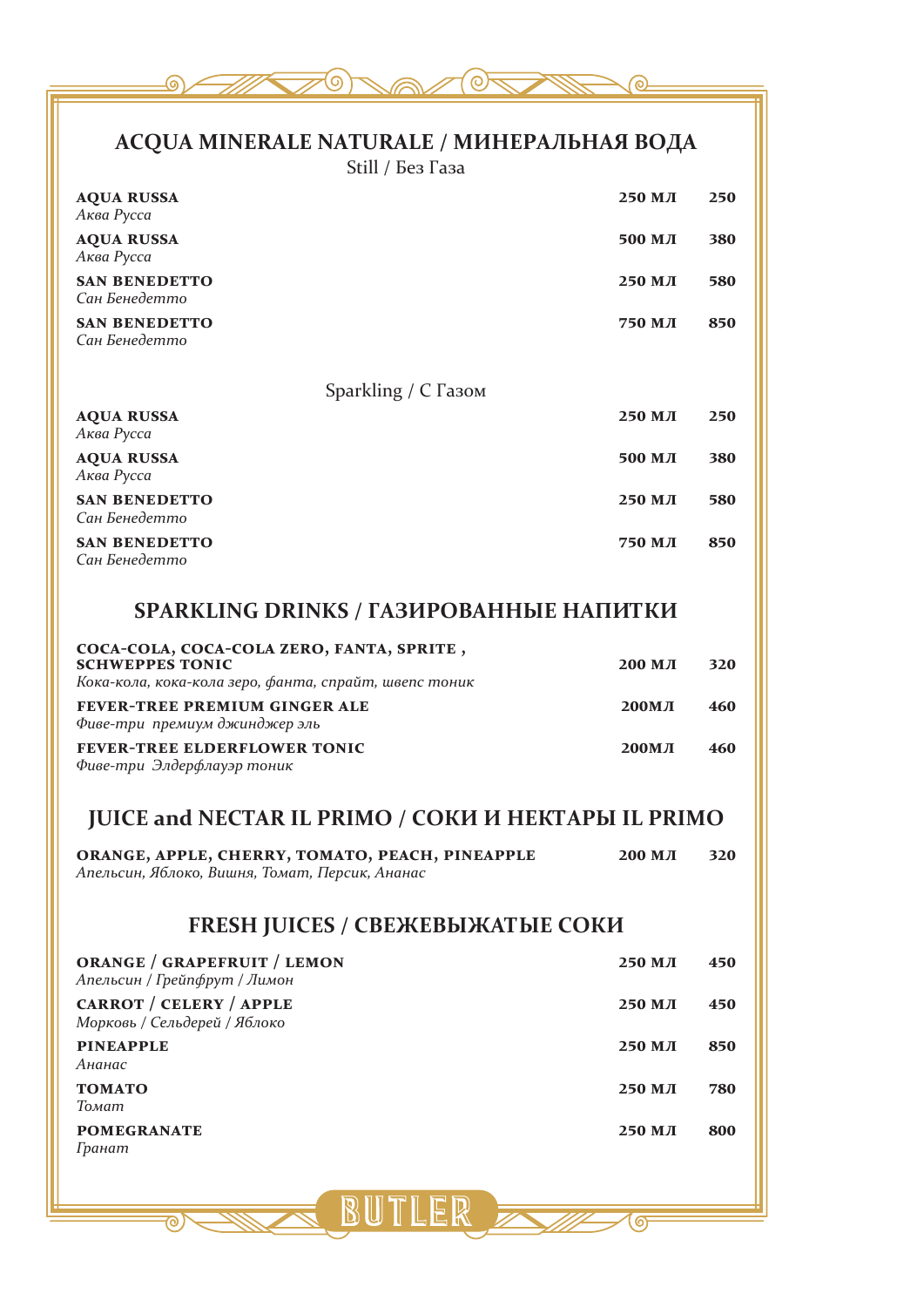## ACQUA MINERALE NATURALE / МИНЕРАЛЬНАЯ ВОДА

Still / Без Газа

| | | |
|---|---|---|
| **AQUA RUSSA**<br>*Аква Русса* | **250 МЛ** | **250** |
| **AQUA RUSSA**<br>*Аква Русса* | **500 МЛ** | **380** |
| **SAN BENEDETTO**<br>*Сан Бенедетто* | **250 МЛ** | **580** |
| **SAN BENEDETTO**<br>*Сан Бенедетто* | **750 МЛ** | **850** |

Sparkling / С Газом

| | | |
|---|---|---|
| **AQUA RUSSA**<br>*Аква Русса* | **250 МЛ** | **250** |
| **AQUA RUSSA**<br>*Аква Русса* | **500 МЛ** | **380** |
| **SAN BENEDETTO**<br>*Сан Бенедетто* | **250 МЛ** | **580** |
| **SAN BENEDETTO**<br>*Сан Бенедетто* | **750 МЛ** | **850** |

## SPARKLING DRINKS / ГАЗИРОВАННЫЕ НАПИТКИ

| | | |
|---|---|---|
| **COCA-COLA, COCA-COLA ZERO, FANTA, SPRITE , SCHWEPPES TONIC**<br>*Кока-кола, кока-кола зеро, фанта, спрайт, швепс тоник* | **200 МЛ** | **320** |
| **FEVER-TREE PREMIUM GINGER ALE**<br>*Фиве-три премиум джинджер эль* | **200МЛ** | **460** |
| **FEVER-TREE ELDERFLOWER TONIC**<br>*Фиве-три Элдерфлауэр тоник* | **200МЛ** | **460** |

## JUICE and NECTAR IL PRIMO / СОКИ И НЕКТАРЫ IL PRIMO

| | | |
|---|---|---|
| **ORANGE, APPLE, CHERRY, TOMATO, PEACH, PINEAPPLE**<br>*Апельсин, Яблоко, Вишня, Томат, Персик, Ананас* | **200 МЛ** | **320** |

## FRESH JUICES / СВЕЖЕВЫЖАТЫЕ СОКИ

| | | |
|---|---|---|
| **ORANGE / GRAPEFRUIT / LEMON**<br>*Апельсин / Грейпфрут / Лимон* | **250 МЛ** | **450** |
| **CARROT / CELERY / APPLE**<br>*Морковь / Сельдерей / Яблоко* | **250 МЛ** | **450** |
| **PINEAPPLE**<br>*Ананас* | **250 МЛ** | **850** |
| **TOMATO**<br>*Томат* | **250 МЛ** | **780** |
| **POMEGRANATE**<br>*Гранат* | **250 МЛ** | **800** |

BUTLER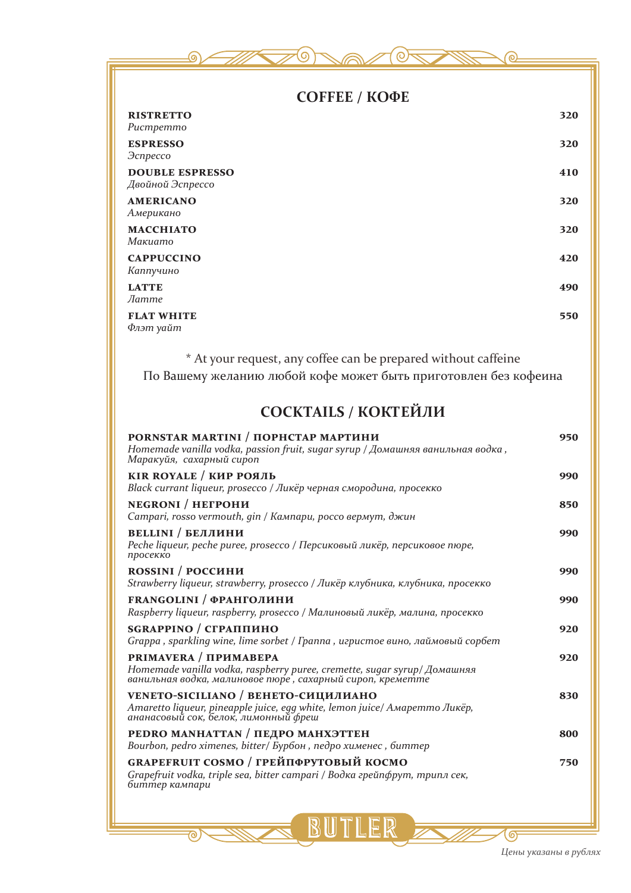## COFFEE / КОФЕ

**RISTRETTO** — **320**
*Ристретто*

**ESPRESSO** — **320**
*Эспрессо*

**DOUBLE ESPRESSO** — **410**
*Двойной Эспрессо*

**AMERICANO** — **320**
*Американо*

**MACCHIATO** — **320**
*Макиато*

**CAPPUCCINO** — **420**
*Каппучино*

**LATTE** — **490**
*Латте*

**FLAT WHITE** — **550**
*Флэт уайт*

\* At your request, any coffee can be prepared without caffeine
По Вашему желанию любой кофе может быть приготовлен без кофеина

## COCKTAILS / КОКТЕЙЛИ

**PORNSTAR MARTINI / ПОРНСТАР МАРТИНИ** — **950**
*Homemade vanilla vodka, passion fruit, sugar syrup / Домашняя ванильная водка , Маракуйя, сахарный сироп*

**KIR ROYALE / КИР РОЯЛЬ** — **990**
*Black currant liqueur, prosecco / Ликёр черная смородина, просекко*

**NEGRONI / НЕГРОНИ** — **850**
*Campari, rosso vermouth, gin / Кампари, россо вермут, джин*

**BELLINI / БЕЛЛИНИ** — **990**
*Peche liqueur, peche puree, prosecco / Персиковый ликёр, персиковое пюре, просекко*

**ROSSINI / РОССИНИ** — **990**
*Strawberry liqueur, strawberry, prosecco / Ликёр клубника, клубника, просекко*

**FRANGOLINI / ФРАНГОЛИНИ** — **990**
*Raspberry liqueur, raspberry, prosecco / Малиновый ликёр, малина, просекко*

**SGRAPPINO / СГРАППИНО** — **920**
*Grappa , sparkling wine, lime sorbet / Граппа , игристое вино, лаймовый сорбет*

**PRIMAVERA / ПРИМАВЕРА** — **920**
*Homemade vanilla vodka, raspberry puree, cremette, sugar syrup/ Домашняя ванильная водка, малиновое пюре , сахарный сироп, креметте*

**VENETO-SICILIANO / ВЕНЕТО-СИЦИЛИАНО** — **830**
*Amaretto liqueur, pineapple juice, egg white, lemon juice/ Амаретто Ликёр, ананасовый сок, белок, лимонный фреш*

**PEDRO MANHATTAN / ПЕДРО МАНХЭТТЕН** — **800**
*Bourbon, pedro ximenes, bitter/ Бурбон , педро хименес , биттер*

**GRAPEFRUIT COSMO / ГРЕЙПФРУТОВЫЙ КОСМО** — **750**
*Grapefruit vodka, triple sea, bitter campari / Водка грейпфрут, трипл сек, биттер кампари*

BUTLER

*Цены указаны в рублях*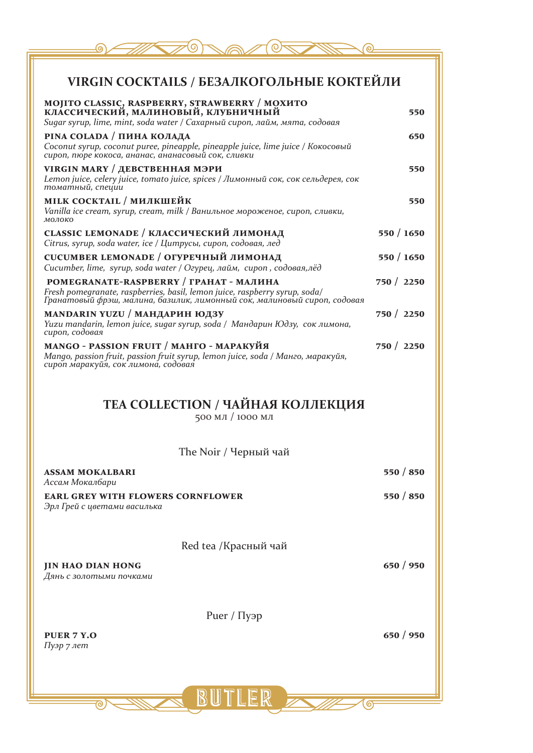## VIRGIN COCKTAILS / БЕЗАЛКОГОЛЬНЫЕ КОКТЕЙЛИ

**MOJITO CLASSIC, RASPBERRY, STRAWBERRY / МОХИТО КЛАССИЧЕСКИЙ, МАЛИНОВЫЙ, КЛУБНИЧНЫЙ** — **550**
*Sugar syrup, lime, mint, soda water / Сахарный сироп, лайм, мята, содовая*

**PINA COLADA / ПИНА КОЛАДА** — **650**
*Coconut syrup, coconut puree, pineapple, pineapple juice, lime juice / Кокосовый сироп, пюре кокоса, ананас, ананасовый сок, сливки*

**VIRGIN MARY / ДЕВСТВЕННАЯ МЭРИ** — **550**
*Lemon juice, celery juice, tomato juice, spices / Лимонный сок, сок сельдерея, сок томатный, специи*

**MILK COCKTAIL / МИЛКШЕЙК** — **550**
*Vanilla ice cream, syrup, cream, milk / Ванильное мороженое, сироп, сливки, молоко*

**CLASSIC LEMONADE / КЛАССИЧЕСКИЙ ЛИМОНАД** — **550 / 1650**
*Citrus, syrup, soda water, ice / Цитрусы, сироп, содовая, лед*

**CUCUMBER LEMONADE / ОГУРЕЧНЫЙ ЛИМОНАД** — **550 / 1650**
*Cucumber, lime, syrup, soda water / Огурец, лайм, сироп , содовая,лёд*

**POMEGRANATE-RASPBERRY / ГРАНАТ - МАЛИНА** — **750 / 2250**
*Fresh pomegranate, raspberries, basil, lemon juice, raspberry syrup, soda/ Гранатовый фрэш, малина, базилик, лимонный сок, малиновый сироп, содовая*

**MANDARIN YUZU / МАНДАРИН ЮДЗУ** — **750 / 2250**
*Yuzu mandarin, lemon juice, sugar syrup, soda / Мандарин Юдзу, сок лимона, сироп, содовая*

**MANGO - PASSION FRUIT / МАНГО - МАРАКУЙЯ** — **750 / 2250**
*Mango, passion fruit, passion fruit syrup, lemon juice, soda / Манго, маракуйя, сироп маракуйя, сок лимона, содовая*

## TEA COLLECTION / ЧАЙНАЯ КОЛЛЕКЦИЯ

500 мл / 1000 мл

### The Noir / Черный чай

**ASSAM MOKALBARI** — **550 / 850**
*Ассам Мокалбари*

**EARL GREY WITH FLOWERS CORNFLOWER** — **550 / 850**
*Эрл Грей с цветами василька*

### Red tea /Красный чай

**JIN HAO DIAN HONG** — **650 / 950**
*Дянь с золотыми почками*

### Puer / Пуэр

**PUER 7 Y.O** — **650 / 950**
*Пуэр 7 лет*

BUTLER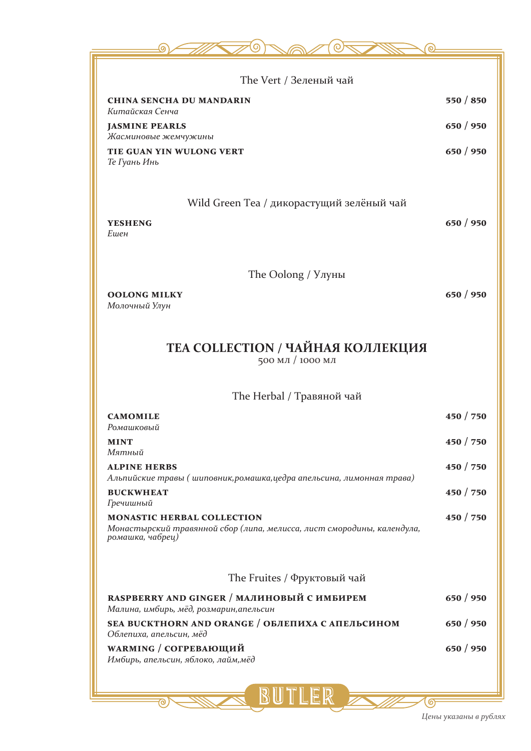### The Vert / Зеленый чай

**CHINA SENCHA DU MANDARIN** — **550 / 850**
*Китайская Сенча*

**JASMINE PEARLS** — **650 / 950**
*Жасминовые жемчужины*

**TIE GUAN YIN WULONG VERT** — **650 / 950**
*Те Гуань Инь*

### Wild Green Tea / дикорастущий зелёный чай

**YESHENG** — **650 / 950**
*Ешен*

### The Oolong / Улуны

**OOLONG MILKY** — **650 / 950**
*Молочный Улун*

## TEA COLLECTION / ЧАЙНАЯ КОЛЛЕКЦИЯ

500 мл / 1000 мл

### The Herbal / Травяной чай

**CAMOMILE** — **450 / 750**
*Ромашковый*

**MINT** — **450 / 750**
*Мятный*

**ALPINE HERBS** — **450 / 750**
*Альпийские травы ( шиповник,ромашка,цедра апельсина, лимонная трава)*

**BUCKWHEAT** — **450 / 750**
*Гречишный*

**MONASTIC HERBAL COLLECTION** — **450 / 750**
*Монастырский травянной сбор (липа, мелисса, лист смородины, календула, ромашка, чабрец)*

### The Fruites / Фруктовый чай

**RASPBERRY AND GINGER / МАЛИНОВЫЙ С ИМБИРЕМ** — **650 / 950**
*Малина, имбирь, мёд, розмарин,апельсин*

**SEA BUCKTHORN AND ORANGE / ОБЛЕПИХА С АПЕЛЬСИНОМ** — **650 / 950**
*Облепиха, апельсин, мёд*

**WARMING / СОГРЕВАЮЩИЙ** — **650 / 950**
*Имбирь, апельсин, яблоко, лайм,мёд*

BUTLER

*Цены указаны в рублях*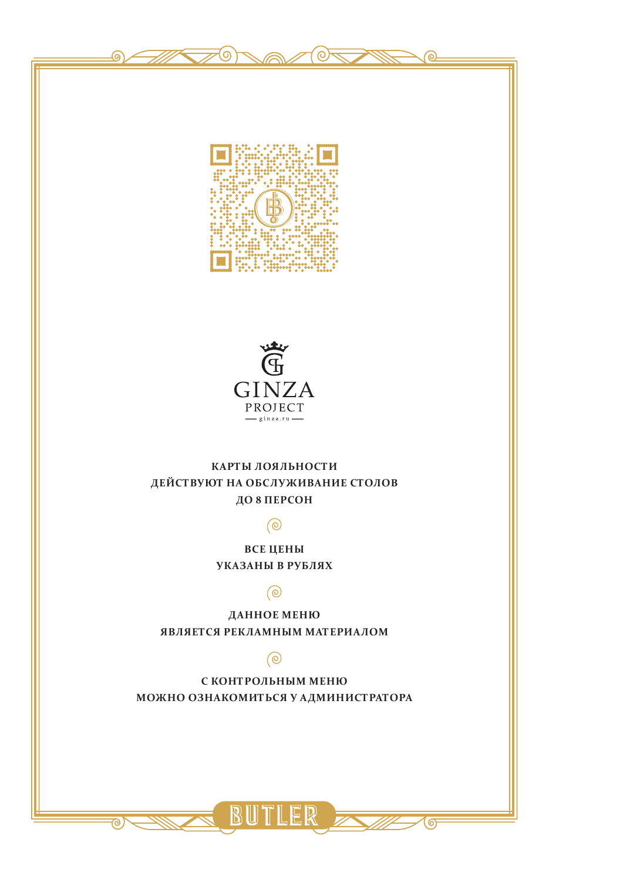GINZA

PROJECT

ginza.ru

**КАРТЫ ЛОЯЛЬНОСТИ
ДЕЙСТВУЮТ НА ОБСЛУЖИВАНИЕ СТОЛОВ
ДО 8 ПЕРСОН**

**ВСЕ ЦЕНЫ
УКАЗАНЫ В РУБЛЯХ**

**ДАННОЕ МЕНЮ
ЯВЛЯЕТСЯ РЕКЛАМНЫМ МАТЕРИАЛОМ**

**С КОНТРОЛЬНЫМ МЕНЮ
МОЖНО ОЗНАКОМИТЬСЯ У АДМИНИСТРАТОРА**

BUTLER